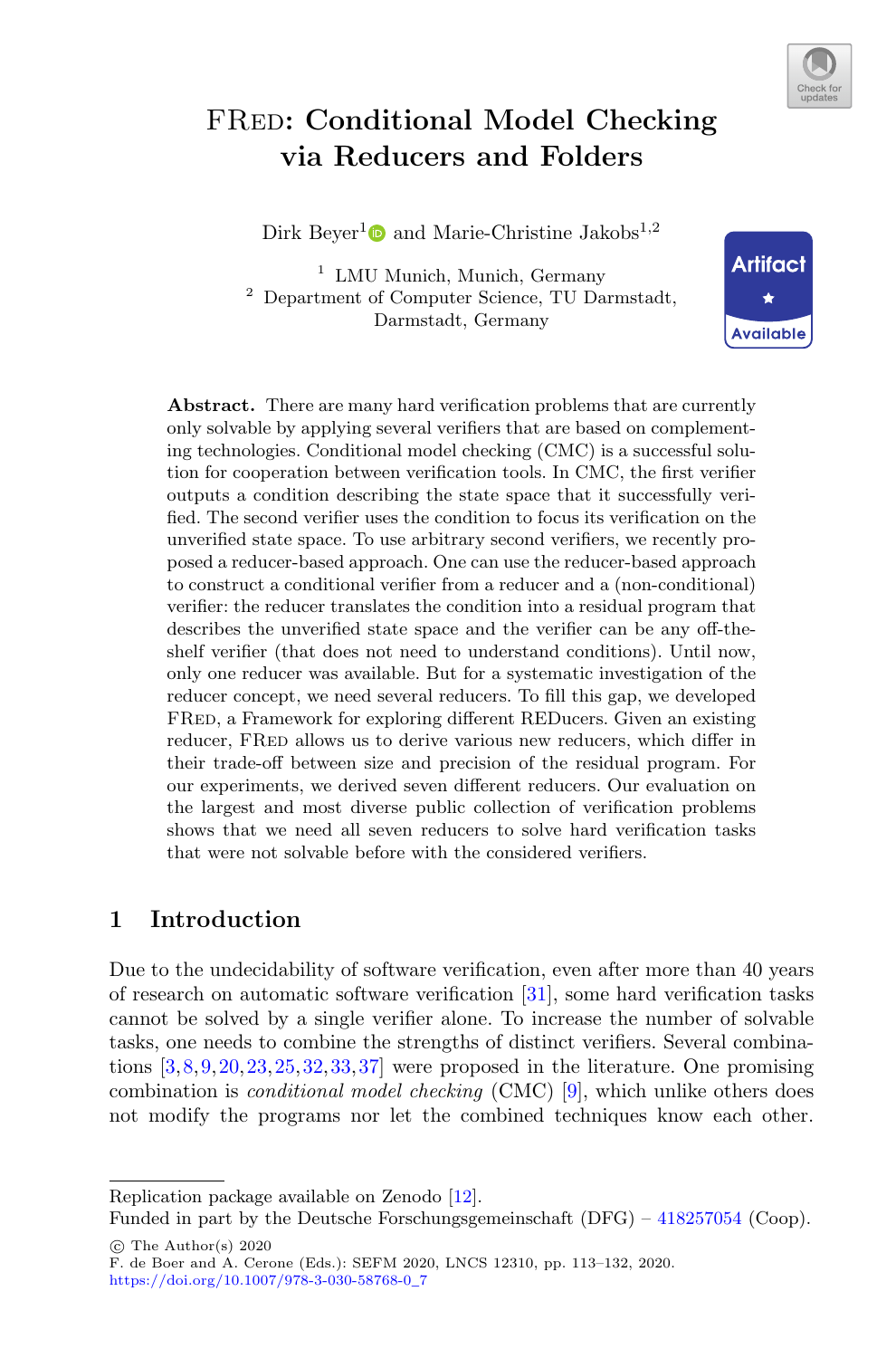# FRED: Conditional Model Checking via Reducers and Folders

Dirk Beyer[1] and Marie-Christine Jakobs[1,2]

[1] LMU Munich, Munich, Germany
[2] Department of Computer Science, TU Darmstadt, Darmstadt, Germany

**Abstract.** There are many hard verification problems that are currently only solvable by applying several verifiers that are based on complementing technologies. Conditional model checking (CMC) is a successful solution for cooperation between verification tools. In CMC, the first verifier outputs a condition describing the state space that it successfully verified. The second verifier uses the condition to focus its verification on the unverified state space. To use arbitrary second verifiers, we recently proposed a reducer-based approach. One can use the reducer-based approach to construct a conditional verifier from a reducer and a (non-conditional) verifier: the reducer translates the condition into a residual program that describes the unverified state space and the verifier can be any off-the-shelf verifier (that does not need to understand conditions). Until now, only one reducer was available. But for a systematic investigation of the reducer concept, we need several reducers. To fill this gap, we developed FRED, a Framework for exploring different REDucers. Given an existing reducer, FRED allows us to derive various new reducers, which differ in their trade-off between size and precision of the residual program. For our experiments, we derived seven different reducers. Our evaluation on the largest and most diverse public collection of verification problems shows that we need all seven reducers to solve hard verification tasks that were not solvable before with the considered verifiers.

## 1 Introduction

Due to the undecidability of software verification, even after more than 40 years of research on automatic software verification [31], some hard verification tasks cannot be solved by a single verifier alone. To increase the number of solvable tasks, one needs to combine the strengths of distinct verifiers. Several combinations [3,8,9,20,23,25,32,33,37] were proposed in the literature. One promising combination is *conditional model checking* (CMC) [9], which unlike others does not modify the programs nor let the combined techniques know each other.

Replication package available on Zenodo [12].
Funded in part by the Deutsche Forschungsgemeinschaft (DFG) – 418257054 (Coop).

© The Author(s) 2020
F. de Boer and A. Cerone (Eds.): SEFM 2020, LNCS 12310, pp. 113–132, 2020.
https://doi.org/10.1007/978-3-030-58768-0_7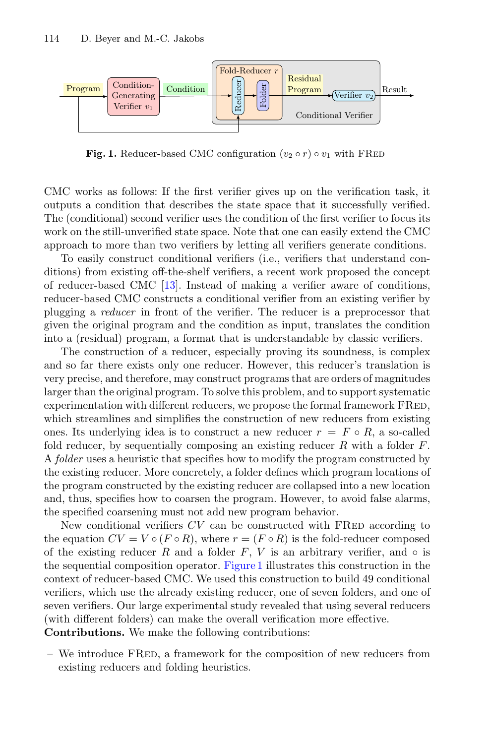**Fig. 1.** Reducer-based CMC configuration $(v_2 \circ r) \circ v_1$ with FRED

CMC works as follows: If the first verifier gives up on the verification task, it outputs a condition that describes the state space that it successfully verified. The (conditional) second verifier uses the condition of the first verifier to focus its work on the still-unverified state space. Note that one can easily extend the CMC approach to more than two verifiers by letting all verifiers generate conditions.

To easily construct conditional verifiers (i.e., verifiers that understand conditions) from existing off-the-shelf verifiers, a recent work proposed the concept of reducer-based CMC [13]. Instead of making a verifier aware of conditions, reducer-based CMC constructs a conditional verifier from an existing verifier by plugging a *reducer* in front of the verifier. The reducer is a preprocessor that given the original program and the condition as input, translates the condition into a (residual) program, a format that is understandable by classic verifiers.

The construction of a reducer, especially proving its soundness, is complex and so far there exists only one reducer. However, this reducer's translation is very precise, and therefore, may construct programs that are orders of magnitudes larger than the original program. To solve this problem, and to support systematic experimentation with different reducers, we propose the formal framework FRED, which streamlines and simplifies the construction of new reducers from existing ones. Its underlying idea is to construct a new reducer $r = F \circ R$, a so-called fold reducer, by sequentially composing an existing reducer $R$ with a folder $F$. A *folder* uses a heuristic that specifies how to modify the program constructed by the existing reducer. More concretely, a folder defines which program locations of the program constructed by the existing reducer are collapsed into a new location and, thus, specifies how to coarsen the program. However, to avoid false alarms, the specified coarsening must not add new program behavior.

New conditional verifiers $CV$ can be constructed with FRED according to the equation $CV = V \circ (F \circ R)$, where $r = (F \circ R)$ is the fold-reducer composed of the existing reducer $R$ and a folder $F$, $V$ is an arbitrary verifier, and $\circ$ is the sequential composition operator. Figure 1 illustrates this construction in the context of reducer-based CMC. We used this construction to build 49 conditional verifiers, which use the already existing reducer, one of seven folders, and one of seven verifiers. Our large experimental study revealed that using several reducers (with different folders) can make the overall verification more effective.

**Contributions.** We make the following contributions:

– We introduce FRED, a framework for the composition of new reducers from existing reducers and folding heuristics.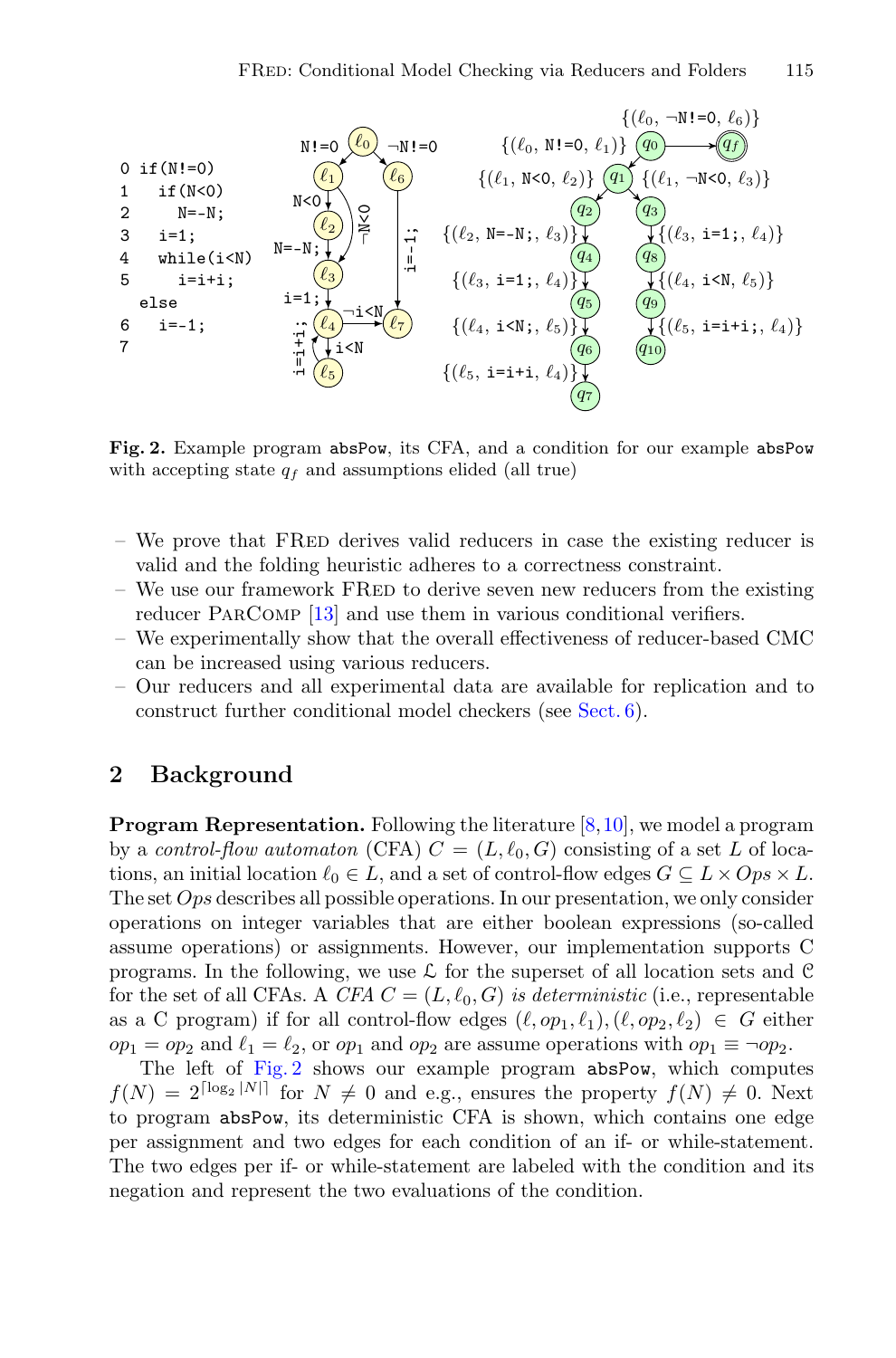```
0 if(N!=0)
1   if(N<0)
2     N=-N;
3   i=1;
4   while(i<N)
5     i=i+i;
  else
6   i=-1;
7
```

**Fig. 2.** Example program `absPow`, its CFA, and a condition for our example `absPow` with accepting state $q_f$ and assumptions elided (all true)

- We prove that FRED derives valid reducers in case the existing reducer is valid and the folding heuristic adheres to a correctness constraint.
- We use our framework FRED to derive seven new reducers from the existing reducer PARCOMP [13] and use them in various conditional verifiers.
- We experimentally show that the overall effectiveness of reducer-based CMC can be increased using various reducers.
- Our reducers and all experimental data are available for replication and to construct further conditional model checkers (see Sect. 6).

## 2 Background

**Program Representation.** Following the literature [8,10], we model a program by a *control-flow automaton* (CFA) $C = (L, \ell_0, G)$ consisting of a set $L$ of locations, an initial location $\ell_0 \in L$, and a set of control-flow edges $G \subseteq L \times Ops \times L$. The set $Ops$ describes all possible operations. In our presentation, we only consider operations on integer variables that are either boolean expressions (so-called assume operations) or assignments. However, our implementation supports C programs. In the following, we use $\mathcal{L}$ for the superset of all location sets and $\mathcal{C}$ for the set of all CFAs. A *CFA* $C = (L, \ell_0, G)$ *is deterministic* (i.e., representable as a C program) if for all control-flow edges $(\ell, op_1, \ell_1), (\ell, op_2, \ell_2) \in G$ either $op_1 = op_2$ and $\ell_1 = \ell_2$, or $op_1$ and $op_2$ are assume operations with $op_1 \equiv \neg op_2$.

The left of Fig. 2 shows our example program `absPow`, which computes $f(N) = 2^{\lceil \log_2 |N| \rceil}$ for $N \neq 0$ and e.g., ensures the property $f(N) \neq 0$. Next to program `absPow`, its deterministic CFA is shown, which contains one edge per assignment and two edges for each condition of an if- or while-statement. The two edges per if- or while-statement are labeled with the condition and its negation and represent the two evaluations of the condition.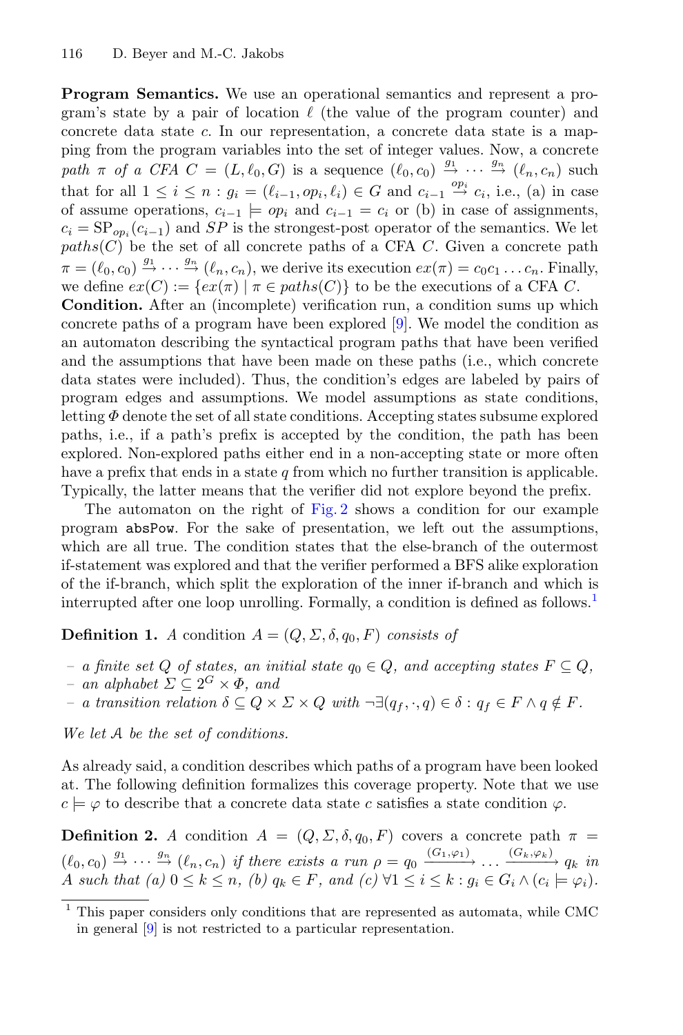**Program Semantics.** We use an operational semantics and represent a program's state by a pair of location $\ell$ (the value of the program counter) and concrete data state $c$. In our representation, a concrete data state is a mapping from the program variables into the set of integer values. Now, a *concrete path* $\pi$ *of a CFA* $C = (L, \ell_0, G)$ is a sequence $(\ell_0, c_0) \stackrel{g_1}{\rightarrow} \cdots \stackrel{g_n}{\rightarrow} (\ell_n, c_n)$ such that for all $1 \leq i \leq n : g_i = (\ell_{i-1}, op_i, \ell_i) \in G$ and $c_{i-1} \stackrel{op_i}{\rightarrow} c_i$, i.e., (a) in case of assume operations, $c_{i-1} \models op_i$ and $c_{i-1} = c_i$ or (b) in case of assignments, $c_i = \mathrm{SP}_{op_i}(c_{i-1})$ and $SP$ is the strongest-post operator of the semantics. We let $paths(C)$ be the set of all concrete paths of a CFA $C$. Given a concrete path $\pi = (\ell_0, c_0) \stackrel{g_1}{\rightarrow} \cdots \stackrel{g_n}{\rightarrow} (\ell_n, c_n)$, we derive its execution $ex(\pi) = c_0 c_1 \ldots c_n$. Finally, we define $ex(C) := \{ex(\pi) \mid \pi \in paths(C)\}$ to be the executions of a CFA $C$.

**Condition.** After an (incomplete) verification run, a condition sums up which concrete paths of a program have been explored [9]. We model the condition as an automaton describing the syntactical program paths that have been verified and the assumptions that have been made on these paths (i.e., which concrete data states were included). Thus, the condition's edges are labeled by pairs of program edges and assumptions. We model assumptions as state conditions, letting $\Phi$ denote the set of all state conditions. Accepting states subsume explored paths, i.e., if a path's prefix is accepted by the condition, the path has been explored. Non-explored paths either end in a non-accepting state or more often have a prefix that ends in a state $q$ from which no further transition is applicable. Typically, the latter means that the verifier did not explore beyond the prefix.

The automaton on the right of Fig. 2 shows a condition for our example program `absPow`. For the sake of presentation, we left out the assumptions, which are all true. The condition states that the else-branch of the outermost if-statement was explored and that the verifier performed a BFS alike exploration of the if-branch, which split the exploration of the inner if-branch and which is interrupted after one loop unrolling. Formally, a condition is defined as follows.[1]

**Definition 1.** *A* condition $A = (Q, \Sigma, \delta, q_0, F)$ *consists of*

- *a finite set* $Q$ *of states, an initial state* $q_0 \in Q$*, and accepting states* $F \subseteq Q$*,*
- *an alphabet* $\Sigma \subseteq 2^G \times \Phi$*, and*
- *a transition relation* $\delta \subseteq Q \times \Sigma \times Q$ *with* $\neg\exists (q_f, \cdot, q) \in \delta : q_f \in F \wedge q \notin F$*.*

*We let* $\mathcal{A}$ *be the set of conditions.*

As already said, a condition describes which paths of a program have been looked at. The following definition formalizes this coverage property. Note that we use $c \models \varphi$ to describe that a concrete data state $c$ satisfies a state condition $\varphi$.

**Definition 2.** *A condition* $A = (Q, \Sigma, \delta, q_0, F)$ covers *a concrete path* $\pi = (\ell_0, c_0) \stackrel{g_1}{\rightarrow} \cdots \stackrel{g_n}{\rightarrow} (\ell_n, c_n)$ *if there exists a run* $\rho = q_0 \xrightarrow{(G_1, \varphi_1)} \ldots \xrightarrow{(G_k, \varphi_k)} q_k$ *in* $A$ *such that (a)* $0 \leq k \leq n$*, (b)* $q_k \in F$*, and (c)* $\forall 1 \leq i \leq k : g_i \in G_i \wedge (c_i \models \varphi_i)$*.*

[1] This paper considers only conditions that are represented as automata, while CMC in general [9] is not restricted to a particular representation.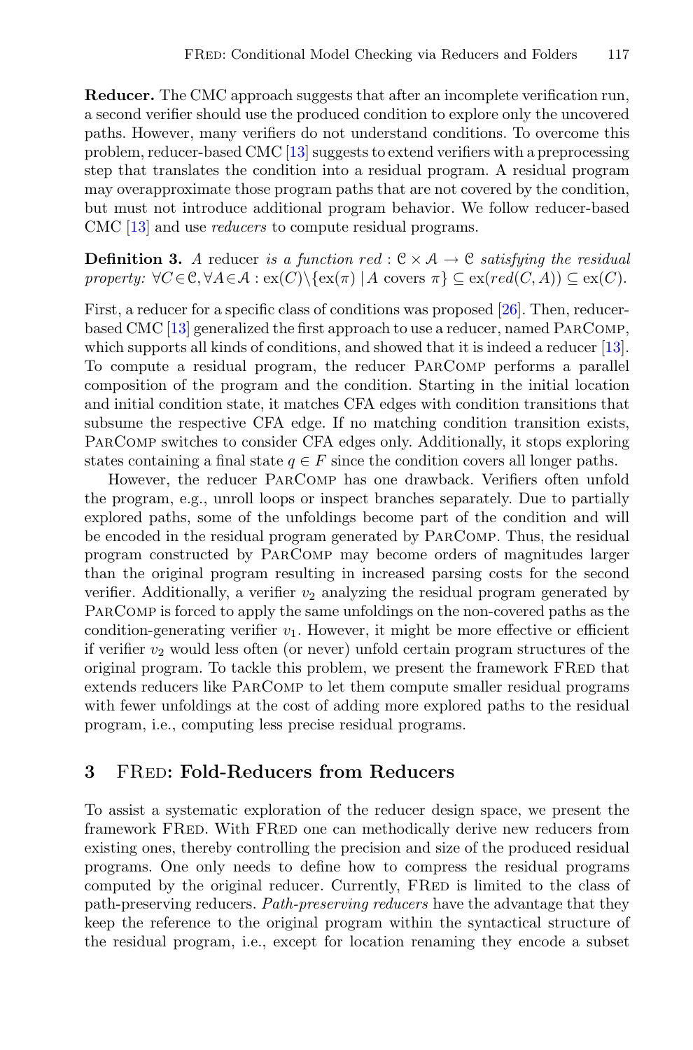**Reducer.** The CMC approach suggests that after an incomplete verification run, a second verifier should use the produced condition to explore only the uncovered paths. However, many verifiers do not understand conditions. To overcome this problem, reducer-based CMC [13] suggests to extend verifiers with a preprocessing step that translates the condition into a residual program. A residual program may overapproximate those program paths that are not covered by the condition, but must not introduce additional program behavior. We follow reducer-based CMC [13] and use *reducers* to compute residual programs.

**Definition 3.** *A* reducer *is a function* $red : \mathcal{C} \times \mathcal{A} \rightarrow \mathcal{C}$ *satisfying the residual property:* $\forall C \in \mathcal{C}, \forall A \in \mathcal{A} : \text{ex}(C) \setminus \{\text{ex}(\pi) \mid A \text{ covers } \pi\} \subseteq \text{ex}(red(C, A)) \subseteq \text{ex}(C)$.

First, a reducer for a specific class of conditions was proposed [26]. Then, reducer-based CMC [13] generalized the first approach to use a reducer, named ParComp, which supports all kinds of conditions, and showed that it is indeed a reducer [13]. To compute a residual program, the reducer ParComp performs a parallel composition of the program and the condition. Starting in the initial location and initial condition state, it matches CFA edges with condition transitions that subsume the respective CFA edge. If no matching condition transition exists, ParComp switches to consider CFA edges only. Additionally, it stops exploring states containing a final state $q \in F$ since the condition covers all longer paths.

However, the reducer ParComp has one drawback. Verifiers often unfold the program, e.g., unroll loops or inspect branches separately. Due to partially explored paths, some of the unfoldings become part of the condition and will be encoded in the residual program generated by ParComp. Thus, the residual program constructed by ParComp may become orders of magnitudes larger than the original program resulting in increased parsing costs for the second verifier. Additionally, a verifier $v_2$ analyzing the residual program generated by ParComp is forced to apply the same unfoldings on the non-covered paths as the condition-generating verifier $v_1$. However, it might be more effective or efficient if verifier $v_2$ would less often (or never) unfold certain program structures of the original program. To tackle this problem, we present the framework FRed that extends reducers like ParComp to let them compute smaller residual programs with fewer unfoldings at the cost of adding more explored paths to the residual program, i.e., computing less precise residual programs.

## 3 FRed: Fold-Reducers from Reducers

To assist a systematic exploration of the reducer design space, we present the framework FRed. With FRed one can methodically derive new reducers from existing ones, thereby controlling the precision and size of the produced residual programs. One only needs to define how to compress the residual programs computed by the original reducer. Currently, FRed is limited to the class of path-preserving reducers. *Path-preserving reducers* have the advantage that they keep the reference to the original program within the syntactical structure of the residual program, i.e., except for location renaming they encode a subset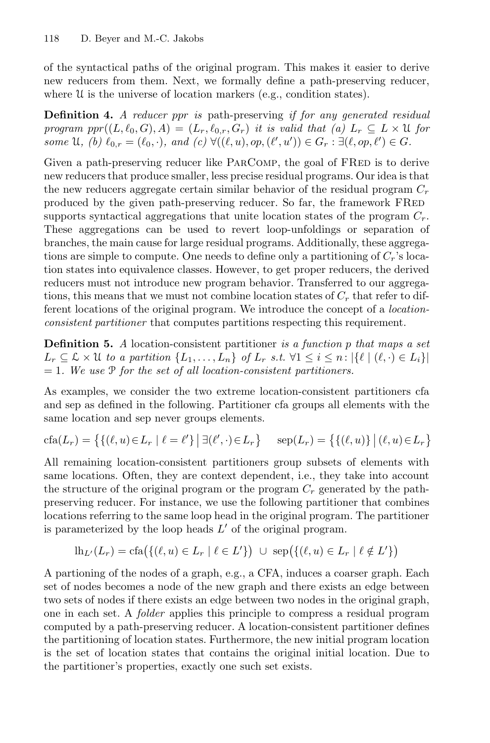of the syntactical paths of the original program. This makes it easier to derive new reducers from them. Next, we formally define a path-preserving reducer, where $\mathcal{U}$ is the universe of location markers (e.g., condition states).

**Definition 4.** *A reducer ppr is* path-preserving *if for any generated residual program* $ppr((L, \ell_0, G), A) = (L_r, \ell_{0,r}, G_r)$ *it is valid that (a)* $L_r \subseteq L \times \mathcal{U}$ *for some* $\mathcal{U}$, *(b)* $\ell_{0,r} = (\ell_0, \cdot)$, *and (c)* $\forall ((\ell, u), op, (\ell', u')) \in G_r : \exists (\ell, op, \ell') \in G$.

Given a path-preserving reducer like ParComp, the goal of FRed is to derive new reducers that produce smaller, less precise residual programs. Our idea is that the new reducers aggregate certain similar behavior of the residual program $C_r$ produced by the given path-preserving reducer. So far, the framework FRed supports syntactical aggregations that unite location states of the program $C_r$. These aggregations can be used to revert loop-unfoldings or separation of branches, the main cause for large residual programs. Additionally, these aggregations are simple to compute. One needs to define only a partitioning of $C_r$'s location states into equivalence classes. However, to get proper reducers, the derived reducers must not introduce new program behavior. Transferred to our aggregations, this means that we must not combine location states of $C_r$ that refer to different locations of the original program. We introduce the concept of a *location-consistent partitioner* that computes partitions respecting this requirement.

**Definition 5.** *A* location-consistent partitioner *is a function p that maps a set* $L_r \subseteq \mathcal{L} \times \mathcal{U}$ *to a partition* $\{L_1, \ldots, L_n\}$ *of* $L_r$ *s.t.* $\forall 1 \leq i \leq n \colon |\{\ell \mid (\ell, \cdot) \in L_i\}| = 1$. *We use* $\mathcal{P}$ *for the set of all location-consistent partitioners.*

As examples, we consider the two extreme location-consistent partitioners cfa and sep as defined in the following. Partitioner cfa groups all elements with the same location and sep never groups elements.

$$\mathrm{cfa}(L_r) = \big\{\{(\ell, u) \in L_r \mid \ell = \ell'\} \,\big|\, \exists (\ell', \cdot) \in L_r\big\} \qquad \mathrm{sep}(L_r) = \big\{\{(\ell, u)\} \,\big|\, (\ell, u) \in L_r\big\}$$

All remaining location-consistent partitioners group subsets of elements with same locations. Often, they are context dependent, i.e., they take into account the structure of the original program or the program $C_r$ generated by the path-preserving reducer. For instance, we use the following partitioner that combines locations referring to the same loop head in the original program. The partitioner is parameterized by the loop heads $L'$ of the original program.

$$\mathrm{lh}_{L'}(L_r) = \mathrm{cfa}\big(\{(\ell, u) \in L_r \mid \ell \in L'\}\big) \;\cup\; \mathrm{sep}\big(\{(\ell, u) \in L_r \mid \ell \notin L'\}\big)$$

A partioning of the nodes of a graph, e.g., a CFA, induces a coarser graph. Each set of nodes becomes a node of the new graph and there exists an edge between two sets of nodes if there exists an edge between two nodes in the original graph, one in each set. A *folder* applies this principle to compress a residual program computed by a path-preserving reducer. A location-consistent partitioner defines the partitioning of location states. Furthermore, the new initial program location is the set of location states that contains the original initial location. Due to the partitioner's properties, exactly one such set exists.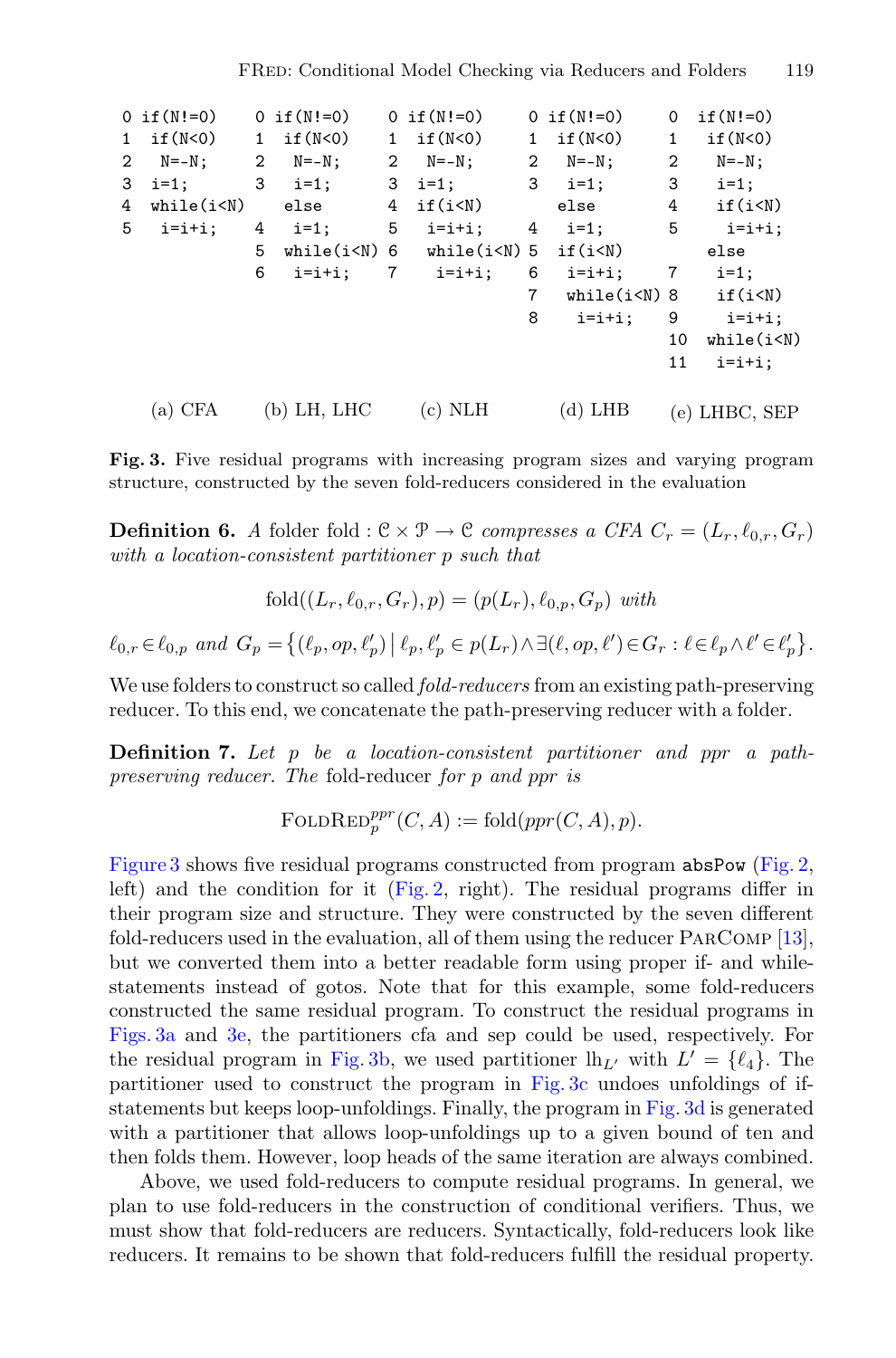```
0 if(N!=0)
1  if(N<0)
2   N=-N;
3  i=1;
4  while(i<N)
5   i=i+i;
```
(a) CFA

```
0 if(N!=0)
1  if(N<0)
2   N=-N;
3   i=1;
   else
4   i=1;
5  while(i<N)
6   i=i+i;
```
(b) LH, LHC

```
0 if(N!=0)
1  if(N<0)
2   N=-N;
3  i=1;
4  if(i<N)
5   i=i+i;
6   while(i<N)
7    i=i+i;
```
(c) NLH

```
0 if(N!=0)
1  if(N<0)
2   N=-N;
3   i=1;
   else
4   i=1;
5  if(i<N)
6   i=i+i;
7   while(i<N)
8    i=i+i;
```
(d) LHB

```
0  if(N!=0)
1   if(N<0)
2    N=-N;
3    i=1;
4    if(i<N)
5     i=i+i;
    else
7    i=1;
8    if(i<N)
9     i=i+i;
10  while(i<N)
11   i=i+i;
```
(e) LHBC, SEP

**Fig. 3.** Five residual programs with increasing program sizes and varying program structure, constructed by the seven fold-reducers considered in the evaluation

**Definition 6.** *A folder* $\text{fold} : \mathcal{C} \times \mathcal{P} \rightarrow \mathcal{C}$ *compresses a CFA* $C_r = (L_r, \ell_{0,r}, G_r)$ *with a location-consistent partitioner* $p$ *such that*

$$\text{fold}((L_r, \ell_{0,r}, G_r), p) = (p(L_r), \ell_{0,p}, G_p) \text{ with}$$

$$\ell_{0,r} \in \ell_{0,p} \text{ and } G_p = \left\{(\ell_p, op, \ell'_p) \,\middle|\, \ell_p, \ell'_p \in p(L_r) \wedge \exists (\ell, op, \ell') \in G_r : \ell \in \ell_p \wedge \ell' \in \ell'_p \right\}.$$

We use folders to construct so called *fold-reducers* from an existing path-preserving reducer. To this end, we concatenate the path-preserving reducer with a folder.

**Definition 7.** *Let* $p$ *be a location-consistent partitioner and* $ppr$ *a path-preserving reducer. The* fold-reducer *for* $p$ *and* $ppr$ *is*

$$\text{FOLDRED}_p^{ppr}(C, A) := \text{fold}(ppr(C, A), p).$$

Figure 3 shows five residual programs constructed from program `absPow` (Fig. 2, left) and the condition for it (Fig. 2, right). The residual programs differ in their program size and structure. They were constructed by the seven different fold-reducers used in the evaluation, all of them using the reducer ParComp [13], but we converted them into a better readable form using proper if- and while-statements instead of gotos. Note that for this example, some fold-reducers constructed the same residual program. To construct the residual programs in Figs. 3a and 3e, the partitioners cfa and sep could be used, respectively. For the residual program in Fig. 3b, we used partitioner $\text{lh}_{L'}$ with $L' = \{\ell_4\}$. The partitioner used to construct the program in Fig. 3c undoes unfoldings of if-statements but keeps loop-unfoldings. Finally, the program in Fig. 3d is generated with a partitioner that allows loop-unfoldings up to a given bound of ten and then folds them. However, loop heads of the same iteration are always combined.

Above, we used fold-reducers to compute residual programs. In general, we plan to use fold-reducers in the construction of conditional verifiers. Thus, we must show that fold-reducers are reducers. Syntactically, fold-reducers look like reducers. It remains to be shown that fold-reducers fulfill the residual property.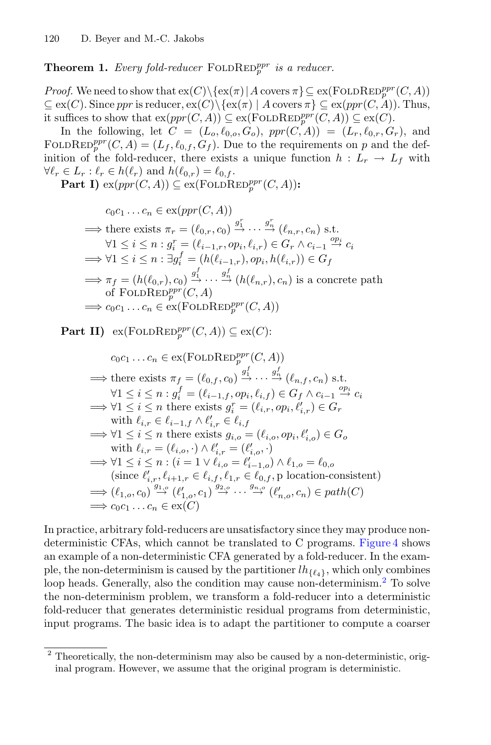**Theorem 1.** *Every fold-reducer* $\text{FoldRed}_p^{ppr}$ *is a reducer.*

*Proof.* We need to show that $\text{ex}(C) \setminus \{\text{ex}(\pi) \mid A \text{ covers } \pi\} \subseteq \text{ex}(\text{FoldRed}_p^{ppr}(C, A)) \subseteq \text{ex}(C)$. Since $ppr$ is reducer, $\text{ex}(C) \setminus \{\text{ex}(\pi) \mid A \text{ covers } \pi\} \subseteq \text{ex}(ppr(C, A))$. Thus, it suffices to show that $\text{ex}(ppr(C, A)) \subseteq \text{ex}(\text{FoldRed}_p^{ppr}(C, A)) \subseteq \text{ex}(C)$.

In the following, let $C = (L_o, \ell_{0,o}, G_o)$, $ppr(C, A)) = (L_r, \ell_{0,r}, G_r)$, and $\text{FoldRed}_p^{ppr}(C, A) = (L_f, \ell_{0,f}, G_f)$. Due to the requirements on $p$ and the definition of the fold-reducer, there exists a unique function $h : L_r \to L_f$ with $\forall \ell_r \in L_r : \ell_r \in h(\ell_r)$ and $h(\ell_{0,r}) = \ell_{0,f}$.

**Part I)** $\text{ex}(ppr(C, A)) \subseteq \text{ex}(\text{FoldRed}_p^{ppr}(C, A))$**:**

$$
\begin{aligned}
& c_0 c_1 \ldots c_n \in \text{ex}(ppr(C, A)) \\
\Longrightarrow\; & \text{there exists } \pi_r = (\ell_{0,r}, c_0) \xrightarrow{g_1^r} \cdots \xrightarrow{g_n^r} (\ell_{n,r}, c_n) \text{ s.t.} \\
& \forall 1 \leq i \leq n : g_i^r = (\ell_{i-1,r}, op_i, \ell_{i,r}) \in G_r \wedge c_{i-1} \xrightarrow{op_i} c_i \\
\Longrightarrow\; & \forall 1 \leq i \leq n : \exists g_i^f = (h(\ell_{i-1,r}), op_i, h(\ell_{i,r})) \in G_f \\
\Longrightarrow\; & \pi_f = (h(\ell_{0,r}), c_0) \xrightarrow{g_1^f} \cdots \xrightarrow{g_n^f} (h(\ell_{n,r}), c_n) \text{ is a concrete path} \\
& \text{of } \text{FoldRed}_p^{ppr}(C, A) \\
\Longrightarrow\; & c_0 c_1 \ldots c_n \in \text{ex}(\text{FoldRed}_p^{ppr}(C, A))
\end{aligned}
$$

**Part II)** $\text{ex}(\text{FoldRed}_p^{ppr}(C, A)) \subseteq \text{ex}(C)$:

$$
\begin{aligned}
& c_0 c_1 \ldots c_n \in \text{ex}(\text{FoldRed}_p^{ppr}(C, A)) \\
\Longrightarrow\; & \text{there exists } \pi_f = (\ell_{0,f}, c_0) \xrightarrow{g_1^f} \cdots \xrightarrow{g_n^f} (\ell_{n,f}, c_n) \text{ s.t.} \\
& \forall 1 \leq i \leq n : g_i^f = (\ell_{i-1,f}, op_i, \ell_{i,f}) \in G_f \wedge c_{i-1} \xrightarrow{op_i} c_i \\
\Longrightarrow\; & \forall 1 \leq i \leq n \text{ there exists } g_i^r = (\ell_{i,r}, op_i, \ell'_{i,r}) \in G_r \\
& \text{with } \ell_{i,r} \in \ell_{i-1,f} \wedge \ell'_{i,r} \in \ell_{i,f} \\
\Longrightarrow\; & \forall 1 \leq i \leq n \text{ there exists } g_{i,o} = (\ell_{i,o}, op_i, \ell'_{i,o}) \in G_o \\
& \text{with } \ell_{i,r} = (\ell_{i,o}, \cdot) \wedge \ell'_{i,r} = (\ell'_{i,o}, \cdot) \\
\Longrightarrow\; & \forall 1 \leq i \leq n : (i = 1 \vee \ell_{i,o} = \ell'_{i-1,o}) \wedge \ell_{1,o} = \ell_{0,o} \\
& (\text{since } \ell'_{i,r}, \ell_{i+1,r} \in \ell_{i,f}, \ell_{1,r} \in \ell_{0,f}, \text{p location-consistent}) \\
\Longrightarrow\; & (\ell_{1,o}, c_0) \xrightarrow{g_{1,o}} (\ell'_{1,o}, c_1) \xrightarrow{g_{2,o}} \cdots \xrightarrow{g_{n,o}} (\ell'_{n,o}, c_n) \in path(C) \\
\Longrightarrow\; & c_0 c_1 \ldots c_n \in \text{ex}(C)
\end{aligned}
$$

In practice, arbitrary fold-reducers are unsatisfactory since they may produce nondeterministic CFAs, which cannot be translated to C programs. Figure 4 shows an example of a non-deterministic CFA generated by a fold-reducer. In the example, the non-determinism is caused by the partitioner $lh_{\{\ell_4\}}$, which only combines loop heads. Generally, also the condition may cause non-determinism.[2] To solve the non-determinism problem, we transform a fold-reducer into a deterministic fold-reducer that generates deterministic residual programs from deterministic, input programs. The basic idea is to adapt the partitioner to compute a coarser

---

[2] Theoretically, the non-determinism may also be caused by a non-deterministic, original program. However, we assume that the original program is deterministic.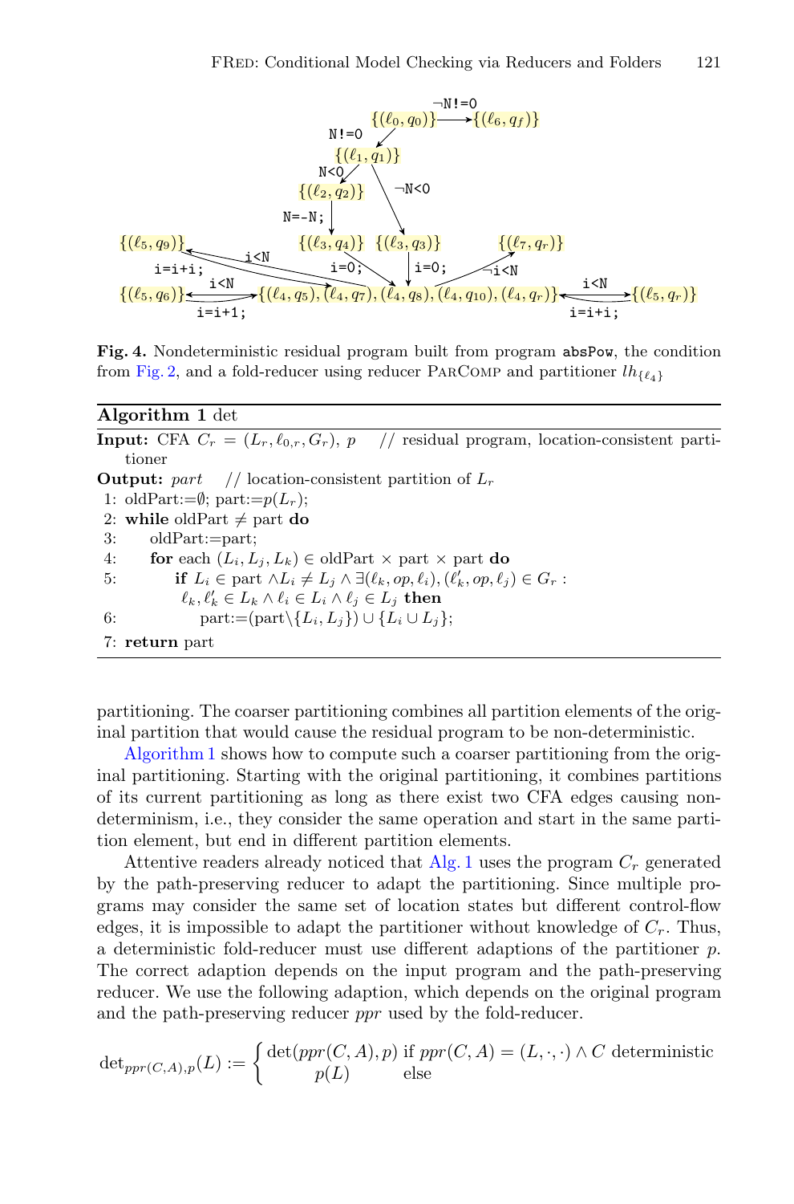**Fig. 4.** Nondeterministic residual program built from program absPow, the condition from Fig. 2, and a fold-reducer using reducer ParComp and partitioner $lh_{\{\ell_4\}}$

**Algorithm 1** det

**Input:** CFA $C_r = (L_r, \ell_{0,r}, G_r)$, $p$ // residual program, location-consistent partitioner

**Output:** $part$ // location-consistent partition of $L_r$

1: oldPart:=$\emptyset$; part:=$p(L_r)$;
2: **while** oldPart $\neq$ part **do**
3: oldPart:=part;
4: **for** each $(L_i, L_j, L_k) \in$ oldPart $\times$ part $\times$ part **do**
5: **if** $L_i \in$ part $\wedge L_i \neq L_j \wedge \exists (\ell_k, op, \ell_i), (\ell'_k, op, \ell_j) \in G_r$ : $\ell_k, \ell'_k \in L_k \wedge \ell_i \in L_i \wedge \ell_j \in L_j$ **then**
6: part:=(part$\setminus\{L_i, L_j\}) \cup \{L_i \cup L_j\}$;
7: **return** part

partitioning. The coarser partitioning combines all partition elements of the original partition that would cause the residual program to be non-deterministic.

Algorithm 1 shows how to compute such a coarser partitioning from the original partitioning. Starting with the original partitioning, it combines partitions of its current partitioning as long as there exist two CFA edges causing non-determinism, i.e., they consider the same operation and start in the same partition element, but end in different partition elements.

Attentive readers already noticed that Alg. 1 uses the program $C_r$ generated by the path-preserving reducer to adapt the partitioning. Since multiple programs may consider the same set of location states but different control-flow edges, it is impossible to adapt the partitioner without knowledge of $C_r$. Thus, a deterministic fold-reducer must use different adaptions of the partitioner $p$. The correct adaption depends on the input program and the path-preserving reducer. We use the following adaption, which depends on the original program and the path-preserving reducer $ppr$ used by the fold-reducer.

$$\det\nolimits_{ppr(C,A),p}(L) := \begin{cases} \det(ppr(C,A), p) & \text{if } ppr(C,A) = (L, \cdot, \cdot) \wedge C \text{ deterministic} \\ p(L) & \text{else} \end{cases}$$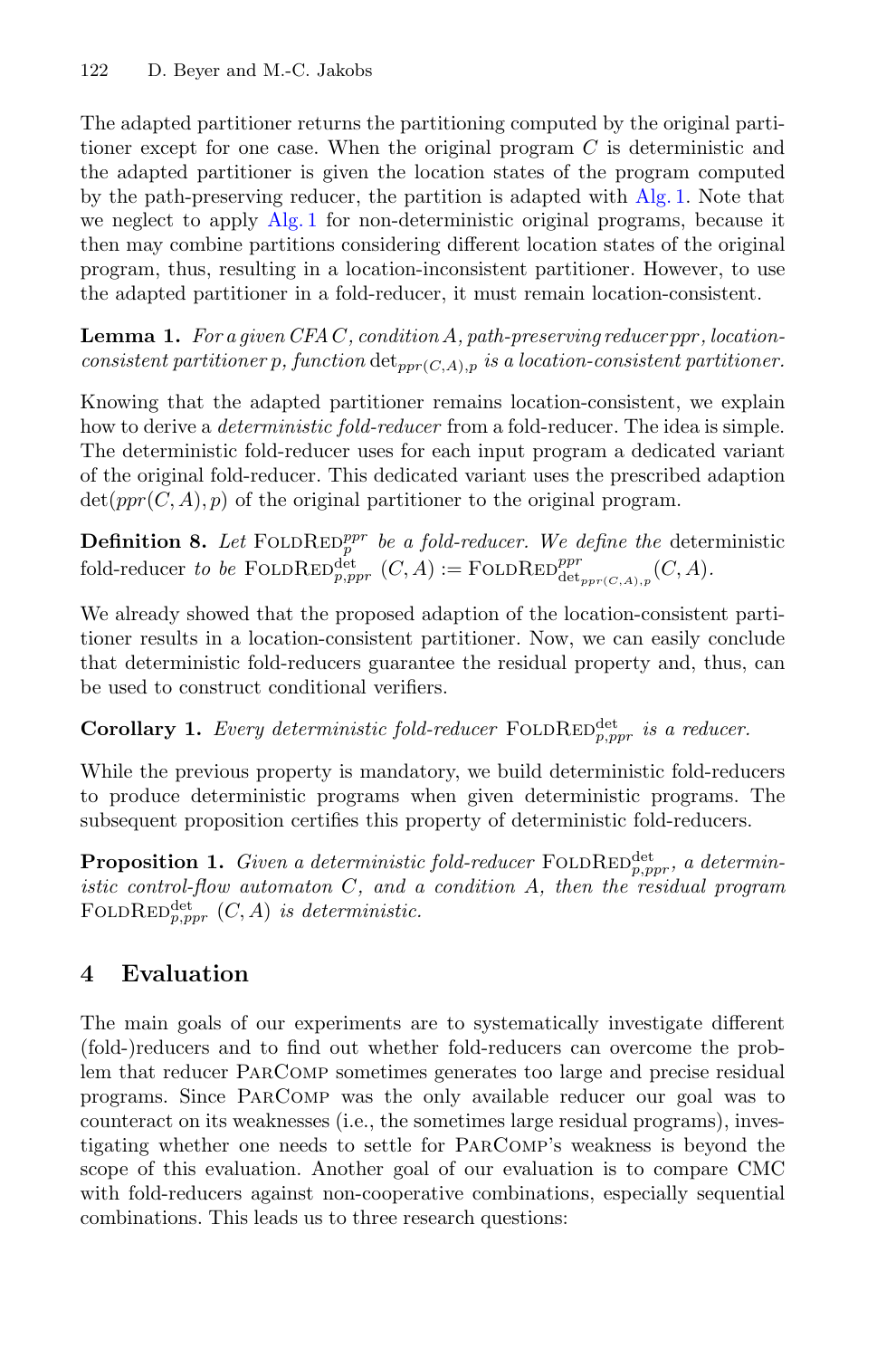The adapted partitioner returns the partitioning computed by the original partitioner except for one case. When the original program $C$ is deterministic and the adapted partitioner is given the location states of the program computed by the path-preserving reducer, the partition is adapted with Alg. 1. Note that we neglect to apply Alg. 1 for non-deterministic original programs, because it then may combine partitions considering different location states of the original program, thus, resulting in a location-inconsistent partitioner. However, to use the adapted partitioner in a fold-reducer, it must remain location-consistent.

**Lemma 1.** *For a given CFA $C$, condition $A$, path-preserving reducer $ppr$, location-consistent partitioner $p$, function $\det_{ppr(C,A),p}$ is a location-consistent partitioner.*

Knowing that the adapted partitioner remains location-consistent, we explain how to derive a *deterministic fold-reducer* from a fold-reducer. The idea is simple. The deterministic fold-reducer uses for each input program a dedicated variant of the original fold-reducer. This dedicated variant uses the prescribed adaption $\det(ppr(C,A),p)$ of the original partitioner to the original program.

**Definition 8.** *Let $\text{FoldRed}_p^{ppr}$ be a fold-reducer. We define the* deterministic fold-reducer *to be $\text{FoldRed}_{p,ppr}^{\det}\ (C,A) := \text{FoldRed}_{\det_{ppr(C,A),p}}^{ppr}(C,A)$.*

We already showed that the proposed adaption of the location-consistent partitioner results in a location-consistent partitioner. Now, we can easily conclude that deterministic fold-reducers guarantee the residual property and, thus, can be used to construct conditional verifiers.

**Corollary 1.** *Every deterministic fold-reducer $\text{FoldRed}_{p,ppr}^{\det}$ is a reducer.*

While the previous property is mandatory, we build deterministic fold-reducers to produce deterministic programs when given deterministic programs. The subsequent proposition certifies this property of deterministic fold-reducers.

**Proposition 1.** *Given a deterministic fold-reducer $\text{FoldRed}_{p,ppr}^{\det}$, a deterministic control-flow automaton $C$, and a condition $A$, then the residual program $\text{FoldRed}_{p,ppr}^{\det}\ (C,A)$ is deterministic.*

## 4 Evaluation

The main goals of our experiments are to systematically investigate different (fold-)reducers and to find out whether fold-reducers can overcome the problem that reducer ParComp sometimes generates too large and precise residual programs. Since ParComp was the only available reducer our goal was to counteract on its weaknesses (i.e., the sometimes large residual programs), investigating whether one needs to settle for ParComp's weakness is beyond the scope of this evaluation. Another goal of our evaluation is to compare CMC with fold-reducers against non-cooperative combinations, especially sequential combinations. This leads us to three research questions: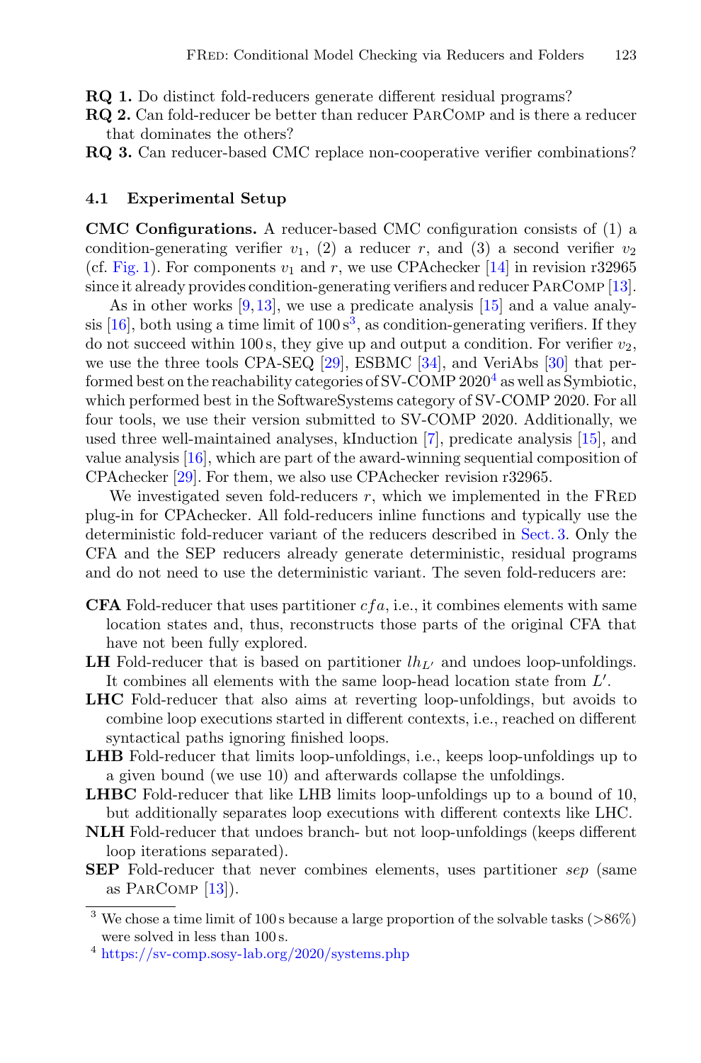**RQ 1.** Do distinct fold-reducers generate different residual programs?
**RQ 2.** Can fold-reducer be better than reducer ParComp and is there a reducer that dominates the others?
**RQ 3.** Can reducer-based CMC replace non-cooperative verifier combinations?

### 4.1 Experimental Setup

**CMC Configurations.** A reducer-based CMC configuration consists of (1) a condition-generating verifier $v_1$, (2) a reducer $r$, and (3) a second verifier $v_2$ (cf. Fig. 1). For components $v_1$ and $r$, we use CPAchecker [14] in revision r32965 since it already provides condition-generating verifiers and reducer ParComp [13].

As in other works [9,13], we use a predicate analysis [15] and a value analysis [16], both using a time limit of 100 s[3], as condition-generating verifiers. If they do not succeed within 100 s, they give up and output a condition. For verifier $v_2$, we use the three tools CPA-SEQ [29], ESBMC [34], and VeriAbs [30] that performed best on the reachability categories of SV-COMP 2020[4] as well as Symbiotic, which performed best in the SoftwareSystems category of SV-COMP 2020. For all four tools, we use their version submitted to SV-COMP 2020. Additionally, we used three well-maintained analyses, kInduction [7], predicate analysis [15], and value analysis [16], which are part of the award-winning sequential composition of CPAchecker [29]. For them, we also use CPAchecker revision r32965.

We investigated seven fold-reducers $r$, which we implemented in the FRed plug-in for CPAchecker. All fold-reducers inline functions and typically use the deterministic fold-reducer variant of the reducers described in Sect. 3. Only the CFA and the SEP reducers already generate deterministic, residual programs and do not need to use the deterministic variant. The seven fold-reducers are:

- **CFA** Fold-reducer that uses partitioner $cfa$, i.e., it combines elements with same location states and, thus, reconstructs those parts of the original CFA that have not been fully explored.
- **LH** Fold-reducer that is based on partitioner $lh_{L'}$ and undoes loop-unfoldings. It combines all elements with the same loop-head location state from $L'$.
- **LHC** Fold-reducer that also aims at reverting loop-unfoldings, but avoids to combine loop executions started in different contexts, i.e., reached on different syntactical paths ignoring finished loops.
- **LHB** Fold-reducer that limits loop-unfoldings, i.e., keeps loop-unfoldings up to a given bound (we use 10) and afterwards collapse the unfoldings.
- **LHBC** Fold-reducer that like LHB limits loop-unfoldings up to a bound of 10, but additionally separates loop executions with different contexts like LHC.
- **NLH** Fold-reducer that undoes branch- but not loop-unfoldings (keeps different loop iterations separated).
- **SEP** Fold-reducer that never combines elements, uses partitioner $sep$ (same as ParComp [13]).

[3] We chose a time limit of 100 s because a large proportion of the solvable tasks (>86%) were solved in less than 100 s.

[4] https://sv-comp.sosy-lab.org/2020/systems.php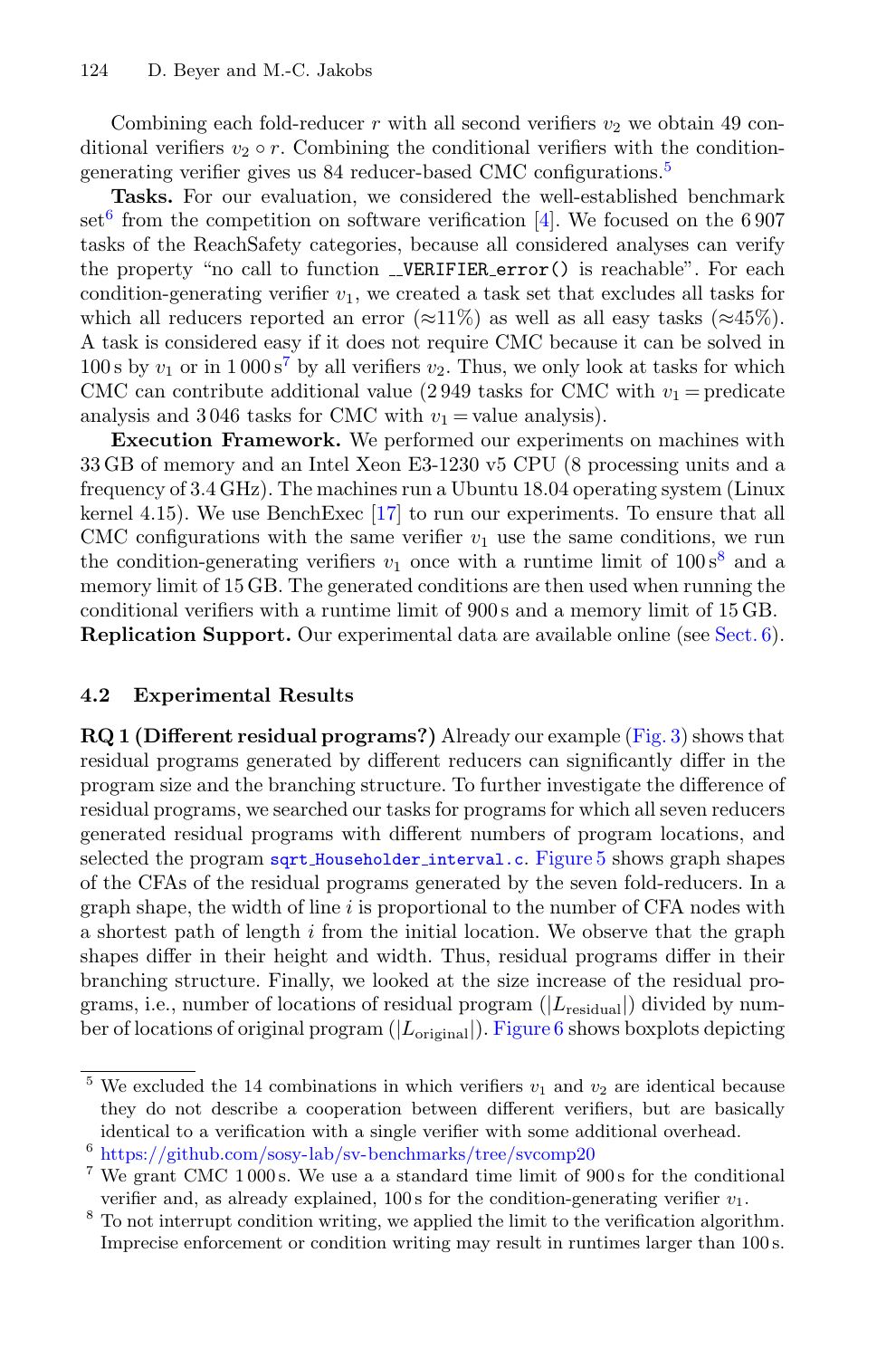Combining each fold-reducer $r$ with all second verifiers $v_2$ we obtain 49 conditional verifiers $v_2 \circ r$. Combining the conditional verifiers with the condition-generating verifier gives us 84 reducer-based CMC configurations.[5]

**Tasks.** For our evaluation, we considered the well-established benchmark set[6] from the competition on software verification [4]. We focused on the 6 907 tasks of the ReachSafety categories, because all considered analyses can verify the property "no call to function `__VERIFIER_error()` is reachable". For each condition-generating verifier $v_1$, we created a task set that excludes all tasks for which all reducers reported an error ($\approx$11%) as well as all easy tasks ($\approx$45%). A task is considered easy if it does not require CMC because it can be solved in 100 s by $v_1$ or in 1 000 s[7] by all verifiers $v_2$. Thus, we only look at tasks for which CMC can contribute additional value (2 949 tasks for CMC with $v_1 =$ predicate analysis and 3 046 tasks for CMC with $v_1 =$ value analysis).

**Execution Framework.** We performed our experiments on machines with 33 GB of memory and an Intel Xeon E3-1230 v5 CPU (8 processing units and a frequency of 3.4 GHz). The machines run a Ubuntu 18.04 operating system (Linux kernel 4.15). We use BenchExec [17] to run our experiments. To ensure that all CMC configurations with the same verifier $v_1$ use the same conditions, we run the condition-generating verifiers $v_1$ once with a runtime limit of 100 s[8] and a memory limit of 15 GB. The generated conditions are then used when running the conditional verifiers with a runtime limit of 900 s and a memory limit of 15 GB.
**Replication Support.** Our experimental data are available online (see Sect. 6).

### 4.2 Experimental Results

**RQ 1 (Different residual programs?)** Already our example (Fig. 3) shows that residual programs generated by different reducers can significantly differ in the program size and the branching structure. To further investigate the difference of residual programs, we searched our tasks for programs for which all seven reducers generated residual programs with different numbers of program locations, and selected the program `sqrt_Householder_interval.c`. Figure 5 shows graph shapes of the CFAs of the residual programs generated by the seven fold-reducers. In a graph shape, the width of line $i$ is proportional to the number of CFA nodes with a shortest path of length $i$ from the initial location. We observe that the graph shapes differ in their height and width. Thus, residual programs differ in their branching structure. Finally, we looked at the size increase of the residual programs, i.e., number of locations of residual program ($|L_{\text{residual}}|$) divided by number of locations of original program ($|L_{\text{original}}|$). Figure 6 shows boxplots depicting

---

[5] We excluded the 14 combinations in which verifiers $v_1$ and $v_2$ are identical because they do not describe a cooperation between different verifiers, but are basically identical to a verification with a single verifier with some additional overhead.

[6] https://github.com/sosy-lab/sv-benchmarks/tree/svcomp20

[7] We grant CMC 1 000 s. We use a a standard time limit of 900 s for the conditional verifier and, as already explained, 100 s for the condition-generating verifier $v_1$.

[8] To not interrupt condition writing, we applied the limit to the verification algorithm. Imprecise enforcement or condition writing may result in runtimes larger than 100 s.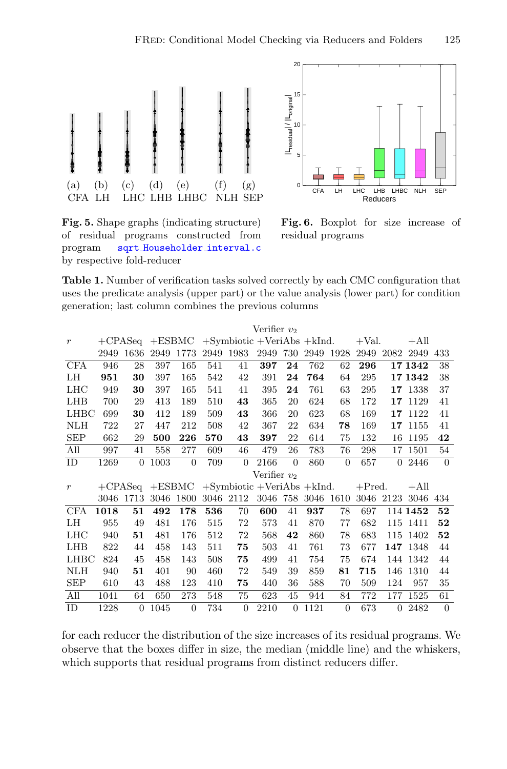**Fig. 5.** Shape graphs (indicating structure) of residual programs constructed from program `sqrt_Householder_interval.c` by respective fold-reducer

**Fig. 6.** Boxplot for size increase of residual programs

**Table 1.** Number of verification tasks solved correctly by each CMC configuration that uses the predicate analysis (upper part) or the value analysis (lower part) for condition generation; last column combines the previous columns

| | Verifier $v_2$ | | | | | | | | | | | | | |
|---|---|---|---|---|---|---|---|---|---|---|---|---|---|---|
| $r$ | +CPASeq | | +ESBMC | | +Symbiotic | | +VeriAbs | | +kInd. | | +Val. | | +All | |
| | 2949 | 1636 | 2949 | 1773 | 2949 | 1983 | 2949 | 730 | 2949 | 1928 | 2949 | 2082 | 2949 | 433 |
| CFA | 946 | 28 | 397 | 165 | 541 | 41 | **397** | **24** | 762 | 62 | **296** | **17** | **1342** | 38 |
| LH | **951** | **30** | 397 | 165 | 542 | 42 | 391 | **24** | **764** | 64 | 295 | **17** | **1342** | 38 |
| LHC | 949 | **30** | 397 | 165 | 541 | 41 | 395 | **24** | 761 | 63 | 295 | **17** | 1338 | 37 |
| LHB | 700 | 29 | 413 | 189 | 510 | **43** | 365 | 20 | 624 | 68 | 172 | **17** | 1129 | 41 |
| LHBC | 699 | **30** | 412 | 189 | 509 | **43** | 366 | 20 | 623 | 68 | 169 | **17** | 1122 | 41 |
| NLH | 722 | 27 | 447 | 212 | 508 | 42 | 367 | 22 | 634 | **78** | 169 | **17** | 1155 | 41 |
| SEP | 662 | 29 | **500** | **226** | **570** | **43** | **397** | 22 | 614 | 75 | 132 | 16 | 1195 | **42** |
| All | 997 | 41 | 558 | 277 | 609 | 46 | 479 | 26 | 783 | 76 | 298 | 17 | 1501 | 54 |
| ID | 1269 | 0 | 1003 | 0 | 709 | 0 | 2166 | 0 | 860 | 0 | 657 | 0 | 2446 | 0 |
| | Verifier $v_2$ | | | | | | | | | | | | | |
| $r$ | +CPASeq | | +ESBMC | | +Symbiotic | | +VeriAbs | | +kInd. | | +Pred. | | +All | |
| | 3046 | 1713 | 3046 | 1800 | 3046 | 2112 | 3046 | 758 | 3046 | 1610 | 3046 | 2123 | 3046 | 434 |
| CFA | **1018** | **51** | **492** | **178** | **536** | 70 | **600** | 41 | **937** | 78 | 697 | 114 | **1452** | **52** |
| LH | 955 | 49 | 481 | 176 | 515 | 72 | 573 | 41 | 870 | 77 | 682 | 115 | 1411 | **52** |
| LHC | 940 | **51** | 481 | 176 | 512 | 72 | 568 | **42** | 860 | 78 | 683 | 115 | 1402 | **52** |
| LHB | 822 | 44 | 458 | 143 | 511 | **75** | 503 | 41 | 761 | 73 | 677 | **147** | 1348 | 44 |
| LHBC | 824 | 45 | 458 | 143 | 508 | **75** | 499 | 41 | 754 | 75 | 674 | 144 | 1342 | 44 |
| NLH | 940 | **51** | 401 | 90 | 460 | 72 | 549 | 39 | 859 | **81** | **715** | 146 | 1310 | 44 |
| SEP | 610 | 43 | 488 | 123 | 410 | **75** | 440 | 36 | 588 | 70 | 509 | 124 | 957 | 35 |
| All | 1041 | 64 | 650 | 273 | 548 | 75 | 623 | 45 | 944 | 84 | 772 | 177 | 1525 | 61 |
| ID | 1228 | 0 | 1045 | 0 | 734 | 0 | 2210 | 0 | 1121 | 0 | 673 | 0 | 2482 | 0 |

for each reducer the distribution of the size increases of its residual programs. We observe that the boxes differ in size, the median (middle line) and the whiskers, which supports that residual programs from distinct reducers differ.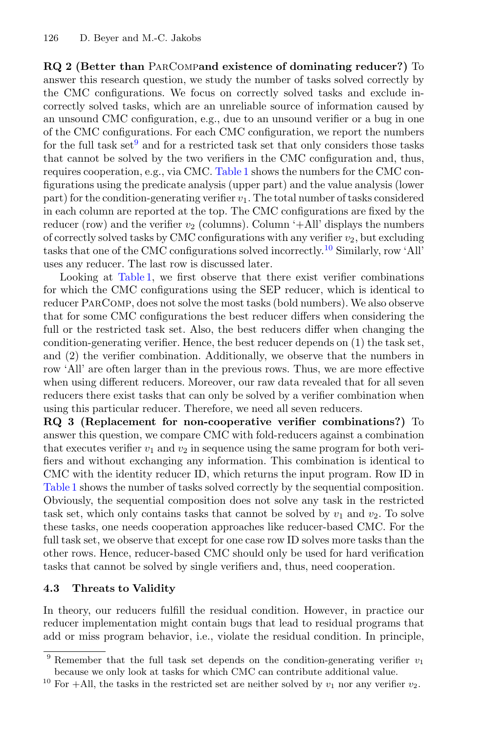**RQ 2 (Better than ParCompand existence of dominating reducer?)** To answer this research question, we study the number of tasks solved correctly by the CMC configurations. We focus on correctly solved tasks and exclude incorrectly solved tasks, which are an unreliable source of information caused by an unsound CMC configuration, e.g., due to an unsound verifier or a bug in one of the CMC configurations. For each CMC configuration, we report the numbers for the full task set[9] and for a restricted task set that only considers those tasks that cannot be solved by the two verifiers in the CMC configuration and, thus, requires cooperation, e.g., via CMC. Table 1 shows the numbers for the CMC configurations using the predicate analysis (upper part) and the value analysis (lower part) for the condition-generating verifier $v_1$. The total number of tasks considered in each column are reported at the top. The CMC configurations are fixed by the reducer (row) and the verifier $v_2$ (columns). Column '+All' displays the numbers of correctly solved tasks by CMC configurations with any verifier $v_2$, but excluding tasks that one of the CMC configurations solved incorrectly.[10] Similarly, row 'All' uses any reducer. The last row is discussed later.

Looking at Table 1, we first observe that there exist verifier combinations for which the CMC configurations using the SEP reducer, which is identical to reducer ParComp, does not solve the most tasks (bold numbers). We also observe that for some CMC configurations the best reducer differs when considering the full or the restricted task set. Also, the best reducers differ when changing the condition-generating verifier. Hence, the best reducer depends on (1) the task set, and (2) the verifier combination. Additionally, we observe that the numbers in row 'All' are often larger than in the previous rows. Thus, we are more effective when using different reducers. Moreover, our raw data revealed that for all seven reducers there exist tasks that can only be solved by a verifier combination when using this particular reducer. Therefore, we need all seven reducers.

**RQ 3 (Replacement for non-cooperative verifier combinations?)** To answer this question, we compare CMC with fold-reducers against a combination that executes verifier $v_1$ and $v_2$ in sequence using the same program for both verifiers and without exchanging any information. This combination is identical to CMC with the identity reducer ID, which returns the input program. Row ID in Table 1 shows the number of tasks solved correctly by the sequential composition. Obviously, the sequential composition does not solve any task in the restricted task set, which only contains tasks that cannot be solved by $v_1$ and $v_2$. To solve these tasks, one needs cooperation approaches like reducer-based CMC. For the full task set, we observe that except for one case row ID solves more tasks than the other rows. Hence, reducer-based CMC should only be used for hard verification tasks that cannot be solved by single verifiers and, thus, need cooperation.

### 4.3 Threats to Validity

In theory, our reducers fulfill the residual condition. However, in practice our reducer implementation might contain bugs that lead to residual programs that add or miss program behavior, i.e., violate the residual condition. In principle,

[9] Remember that the full task set depends on the condition-generating verifier $v_1$ because we only look at tasks for which CMC can contribute additional value.

[10] For +All, the tasks in the restricted set are neither solved by $v_1$ nor any verifier $v_2$.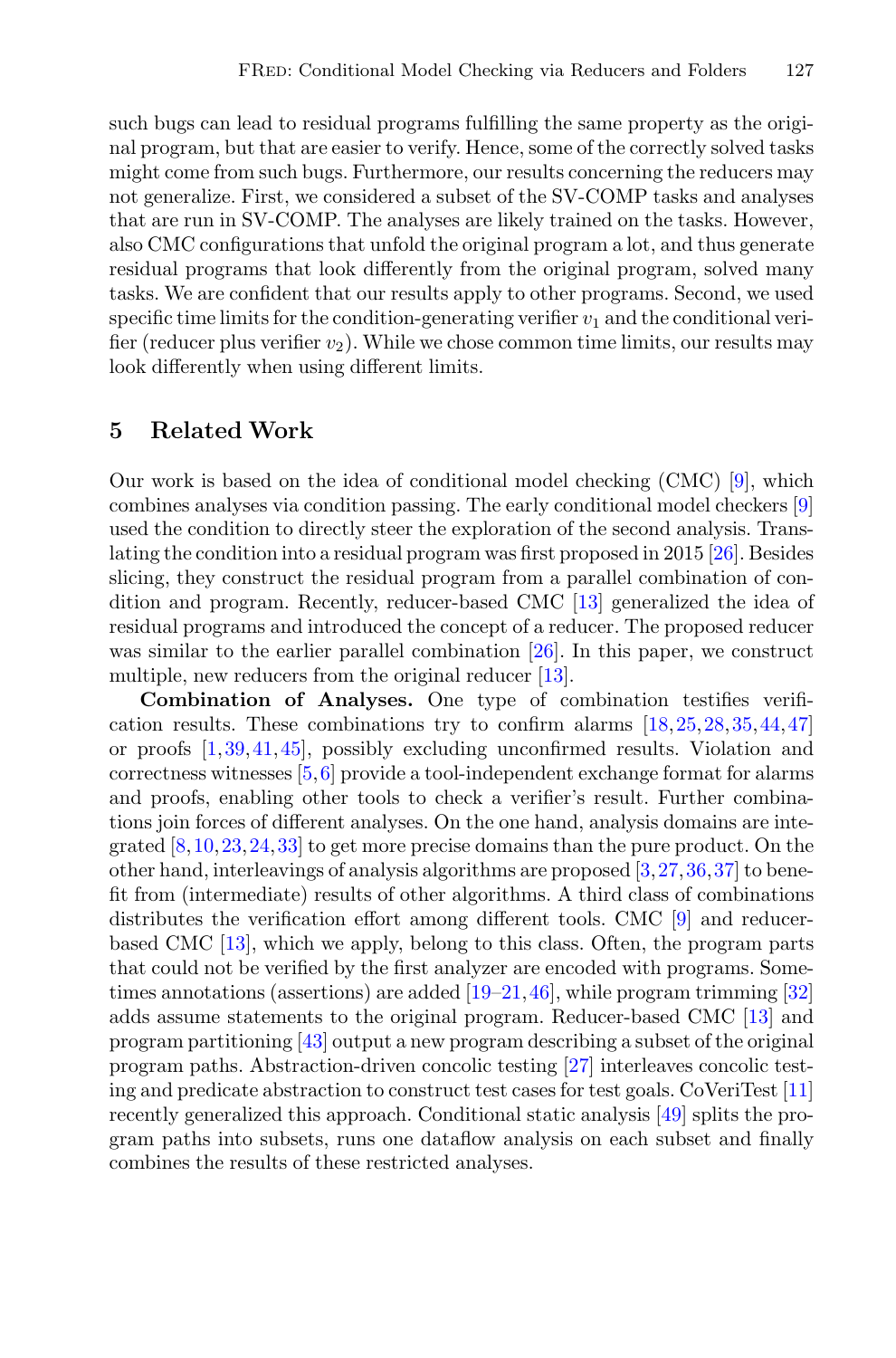such bugs can lead to residual programs fulfilling the same property as the original program, but that are easier to verify. Hence, some of the correctly solved tasks might come from such bugs. Furthermore, our results concerning the reducers may not generalize. First, we considered a subset of the SV-COMP tasks and analyses that are run in SV-COMP. The analyses are likely trained on the tasks. However, also CMC configurations that unfold the original program a lot, and thus generate residual programs that look differently from the original program, solved many tasks. We are confident that our results apply to other programs. Second, we used specific time limits for the condition-generating verifier $v_1$ and the conditional verifier (reducer plus verifier $v_2$). While we chose common time limits, our results may look differently when using different limits.

## 5 Related Work

Our work is based on the idea of conditional model checking (CMC) [9], which combines analyses via condition passing. The early conditional model checkers [9] used the condition to directly steer the exploration of the second analysis. Translating the condition into a residual program was first proposed in 2015 [26]. Besides slicing, they construct the residual program from a parallel combination of condition and program. Recently, reducer-based CMC [13] generalized the idea of residual programs and introduced the concept of a reducer. The proposed reducer was similar to the earlier parallel combination [26]. In this paper, we construct multiple, new reducers from the original reducer [13].

**Combination of Analyses.** One type of combination testifies verification results. These combinations try to confirm alarms [18,25,28,35,44,47] or proofs [1,39,41,45], possibly excluding unconfirmed results. Violation and correctness witnesses [5,6] provide a tool-independent exchange format for alarms and proofs, enabling other tools to check a verifier's result. Further combinations join forces of different analyses. On the one hand, analysis domains are integrated [8,10,23,24,33] to get more precise domains than the pure product. On the other hand, interleavings of analysis algorithms are proposed [3,27,36,37] to benefit from (intermediate) results of other algorithms. A third class of combinations distributes the verification effort among different tools. CMC [9] and reducer-based CMC [13], which we apply, belong to this class. Often, the program parts that could not be verified by the first analyzer are encoded with programs. Sometimes annotations (assertions) are added [19–21,46], while program trimming [32] adds assume statements to the original program. Reducer-based CMC [13] and program partitioning [43] output a new program describing a subset of the original program paths. Abstraction-driven concolic testing [27] interleaves concolic testing and predicate abstraction to construct test cases for test goals. CoVeriTest [11] recently generalized this approach. Conditional static analysis [49] splits the program paths into subsets, runs one dataflow analysis on each subset and finally combines the results of these restricted analyses.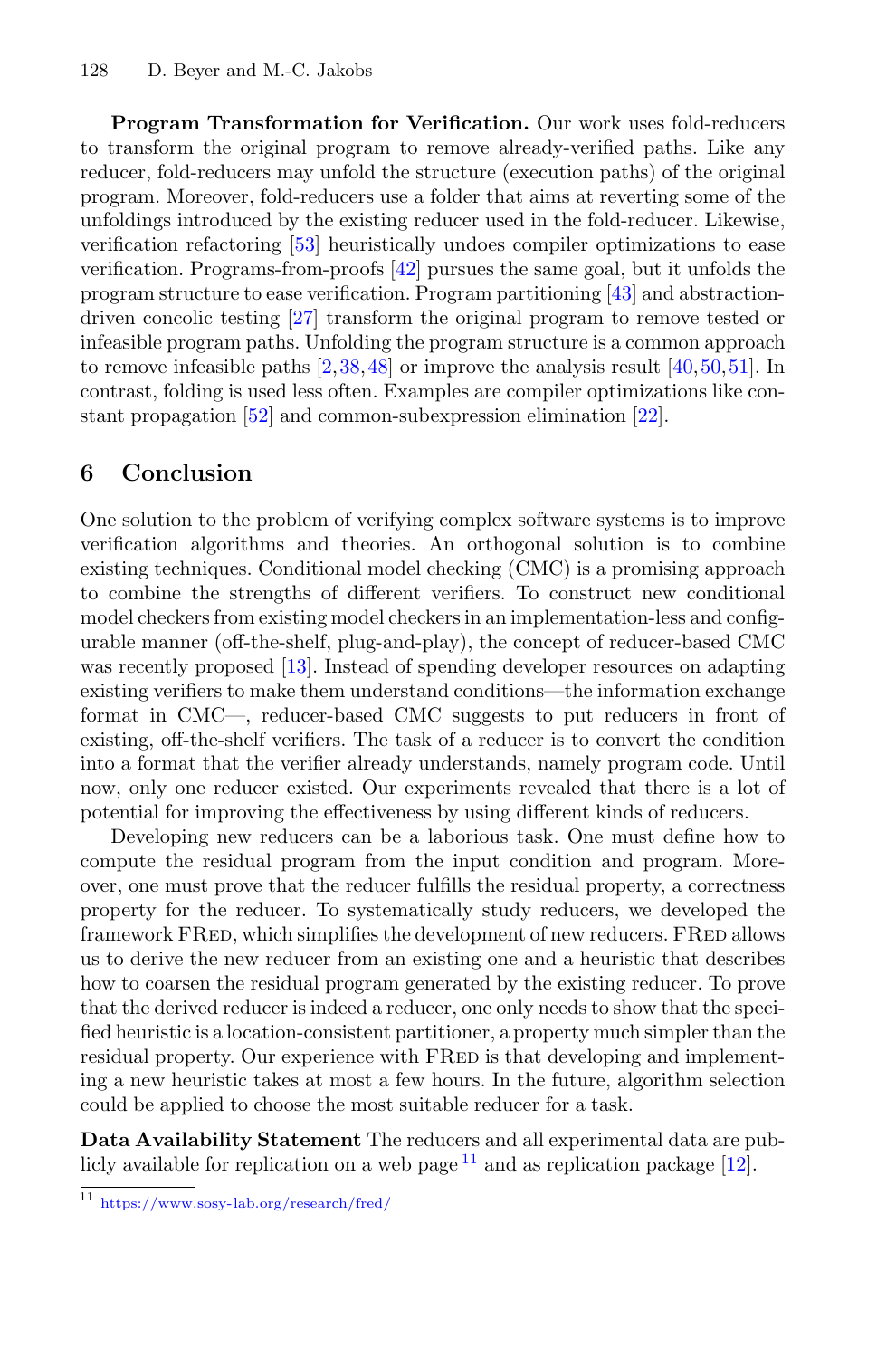**Program Transformation for Verification.** Our work uses fold-reducers to transform the original program to remove already-verified paths. Like any reducer, fold-reducers may unfold the structure (execution paths) of the original program. Moreover, fold-reducers use a folder that aims at reverting some of the unfoldings introduced by the existing reducer used in the fold-reducer. Likewise, verification refactoring [53] heuristically undoes compiler optimizations to ease verification. Programs-from-proofs [42] pursues the same goal, but it unfolds the program structure to ease verification. Program partitioning [43] and abstraction-driven concolic testing [27] transform the original program to remove tested or infeasible program paths. Unfolding the program structure is a common approach to remove infeasible paths [2,38,48] or improve the analysis result [40,50,51]. In contrast, folding is used less often. Examples are compiler optimizations like constant propagation [52] and common-subexpression elimination [22].

## 6 Conclusion

One solution to the problem of verifying complex software systems is to improve verification algorithms and theories. An orthogonal solution is to combine existing techniques. Conditional model checking (CMC) is a promising approach to combine the strengths of different verifiers. To construct new conditional model checkers from existing model checkers in an implementation-less and configurable manner (off-the-shelf, plug-and-play), the concept of reducer-based CMC was recently proposed [13]. Instead of spending developer resources on adapting existing verifiers to make them understand conditions—the information exchange format in CMC—, reducer-based CMC suggests to put reducers in front of existing, off-the-shelf verifiers. The task of a reducer is to convert the condition into a format that the verifier already understands, namely program code. Until now, only one reducer existed. Our experiments revealed that there is a lot of potential for improving the effectiveness by using different kinds of reducers.

Developing new reducers can be a laborious task. One must define how to compute the residual program from the input condition and program. Moreover, one must prove that the reducer fulfills the residual property, a correctness property for the reducer. To systematically study reducers, we developed the framework FRed, which simplifies the development of new reducers. FRed allows us to derive the new reducer from an existing one and a heuristic that describes how to coarsen the residual program generated by the existing reducer. To prove that the derived reducer is indeed a reducer, one only needs to show that the specified heuristic is a location-consistent partitioner, a property much simpler than the residual property. Our experience with FRed is that developing and implementing a new heuristic takes at most a few hours. In the future, algorithm selection could be applied to choose the most suitable reducer for a task.

**Data Availability Statement** The reducers and all experimental data are publicly available for replication on a web page [11] and as replication package [12].

[11] https://www.sosy-lab.org/research/fred/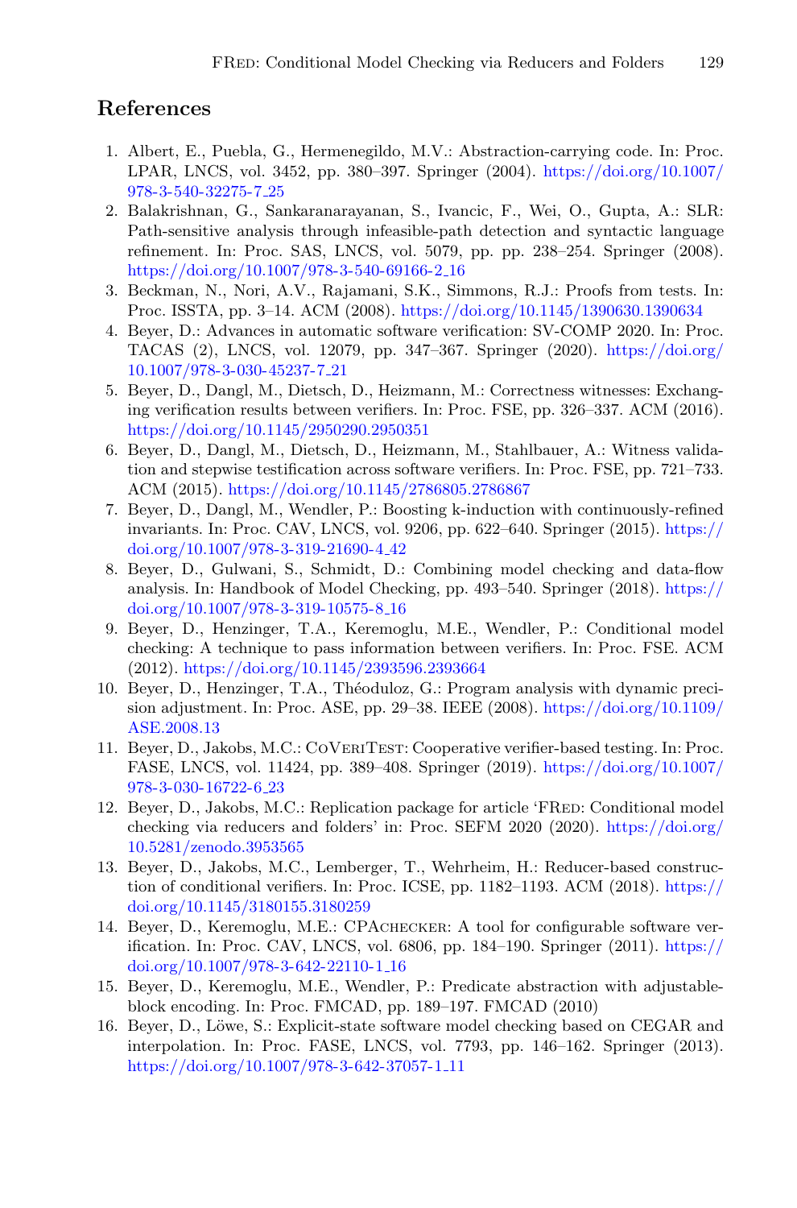## References

1. Albert, E., Puebla, G., Hermenegildo, M.V.: Abstraction-carrying code. In: Proc. LPAR, LNCS, vol. 3452, pp. 380–397. Springer (2004). https://doi.org/10.1007/978-3-540-32275-7_25
2. Balakrishnan, G., Sankaranarayanan, S., Ivancic, F., Wei, O., Gupta, A.: SLR: Path-sensitive analysis through infeasible-path detection and syntactic language refinement. In: Proc. SAS, LNCS, vol. 5079, pp. pp. 238–254. Springer (2008). https://doi.org/10.1007/978-3-540-69166-2_16
3. Beckman, N., Nori, A.V., Rajamani, S.K., Simmons, R.J.: Proofs from tests. In: Proc. ISSTA, pp. 3–14. ACM (2008). https://doi.org/10.1145/1390630.1390634
4. Beyer, D.: Advances in automatic software verification: SV-COMP 2020. In: Proc. TACAS (2), LNCS, vol. 12079, pp. 347–367. Springer (2020). https://doi.org/10.1007/978-3-030-45237-7_21
5. Beyer, D., Dangl, M., Dietsch, D., Heizmann, M.: Correctness witnesses: Exchanging verification results between verifiers. In: Proc. FSE, pp. 326–337. ACM (2016). https://doi.org/10.1145/2950290.2950351
6. Beyer, D., Dangl, M., Dietsch, D., Heizmann, M., Stahlbauer, A.: Witness validation and stepwise testification across software verifiers. In: Proc. FSE, pp. 721–733. ACM (2015). https://doi.org/10.1145/2786805.2786867
7. Beyer, D., Dangl, M., Wendler, P.: Boosting k-induction with continuously-refined invariants. In: Proc. CAV, LNCS, vol. 9206, pp. 622–640. Springer (2015). https://doi.org/10.1007/978-3-319-21690-4_42
8. Beyer, D., Gulwani, S., Schmidt, D.: Combining model checking and data-flow analysis. In: Handbook of Model Checking, pp. 493–540. Springer (2018). https://doi.org/10.1007/978-3-319-10575-8_16
9. Beyer, D., Henzinger, T.A., Keremoglu, M.E., Wendler, P.: Conditional model checking: A technique to pass information between verifiers. In: Proc. FSE. ACM (2012). https://doi.org/10.1145/2393596.2393664
10. Beyer, D., Henzinger, T.A., Théoduloz, G.: Program analysis with dynamic precision adjustment. In: Proc. ASE, pp. 29–38. IEEE (2008). https://doi.org/10.1109/ASE.2008.13
11. Beyer, D., Jakobs, M.C.: CoVeriTest: Cooperative verifier-based testing. In: Proc. FASE, LNCS, vol. 11424, pp. 389–408. Springer (2019). https://doi.org/10.1007/978-3-030-16722-6_23
12. Beyer, D., Jakobs, M.C.: Replication package for article 'FRed: Conditional model checking via reducers and folders' in: Proc. SEFM 2020 (2020). https://doi.org/10.5281/zenodo.3953565
13. Beyer, D., Jakobs, M.C., Lemberger, T., Wehrheim, H.: Reducer-based construction of conditional verifiers. In: Proc. ICSE, pp. 1182–1193. ACM (2018). https://doi.org/10.1145/3180155.3180259
14. Beyer, D., Keremoglu, M.E.: CPAchecker: A tool for configurable software verification. In: Proc. CAV, LNCS, vol. 6806, pp. 184–190. Springer (2011). https://doi.org/10.1007/978-3-642-22110-1_16
15. Beyer, D., Keremoglu, M.E., Wendler, P.: Predicate abstraction with adjustable-block encoding. In: Proc. FMCAD, pp. 189–197. FMCAD (2010)
16. Beyer, D., Löwe, S.: Explicit-state software model checking based on CEGAR and interpolation. In: Proc. FASE, LNCS, vol. 7793, pp. 146–162. Springer (2013). https://doi.org/10.1007/978-3-642-37057-1_11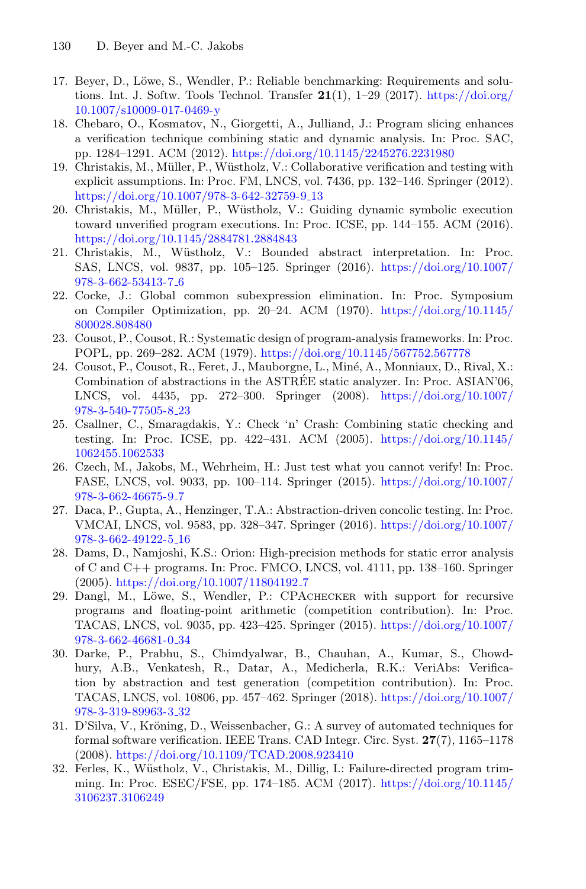17. Beyer, D., Löwe, S., Wendler, P.: Reliable benchmarking: Requirements and solutions. Int. J. Softw. Tools Technol. Transfer **21**(1), 1–29 (2017). https://doi.org/10.1007/s10009-017-0469-y
18. Chebaro, O., Kosmatov, N., Giorgetti, A., Julliand, J.: Program slicing enhances a verification technique combining static and dynamic analysis. In: Proc. SAC, pp. 1284–1291. ACM (2012). https://doi.org/10.1145/2245276.2231980
19. Christakis, M., Müller, P., Wüstholz, V.: Collaborative verification and testing with explicit assumptions. In: Proc. FM, LNCS, vol. 7436, pp. 132–146. Springer (2012). https://doi.org/10.1007/978-3-642-32759-9_13
20. Christakis, M., Müller, P., Wüstholz, V.: Guiding dynamic symbolic execution toward unverified program executions. In: Proc. ICSE, pp. 144–155. ACM (2016). https://doi.org/10.1145/2884781.2884843
21. Christakis, M., Wüstholz, V.: Bounded abstract interpretation. In: Proc. SAS, LNCS, vol. 9837, pp. 105–125. Springer (2016). https://doi.org/10.1007/978-3-662-53413-7_6
22. Cocke, J.: Global common subexpression elimination. In: Proc. Symposium on Compiler Optimization, pp. 20–24. ACM (1970). https://doi.org/10.1145/800028.808480
23. Cousot, P., Cousot, R.: Systematic design of program-analysis frameworks. In: Proc. POPL, pp. 269–282. ACM (1979). https://doi.org/10.1145/567752.567778
24. Cousot, P., Cousot, R., Feret, J., Mauborgne, L., Miné, A., Monniaux, D., Rival, X.: Combination of abstractions in the ASTRÉE static analyzer. In: Proc. ASIAN'06, LNCS, vol. 4435, pp. 272–300. Springer (2008). https://doi.org/10.1007/978-3-540-77505-8_23
25. Csallner, C., Smaragdakis, Y.: Check 'n' Crash: Combining static checking and testing. In: Proc. ICSE, pp. 422–431. ACM (2005). https://doi.org/10.1145/1062455.1062533
26. Czech, M., Jakobs, M., Wehrheim, H.: Just test what you cannot verify! In: Proc. FASE, LNCS, vol. 9033, pp. 100–114. Springer (2015). https://doi.org/10.1007/978-3-662-46675-9_7
27. Daca, P., Gupta, A., Henzinger, T.A.: Abstraction-driven concolic testing. In: Proc. VMCAI, LNCS, vol. 9583, pp. 328–347. Springer (2016). https://doi.org/10.1007/978-3-662-49122-5_16
28. Dams, D., Namjoshi, K.S.: Orion: High-precision methods for static error analysis of C and C++ programs. In: Proc. FMCO, LNCS, vol. 4111, pp. 138–160. Springer (2005). https://doi.org/10.1007/11804192_7
29. Dangl, M., Löwe, S., Wendler, P.: CPAchecker with support for recursive programs and floating-point arithmetic (competition contribution). In: Proc. TACAS, LNCS, vol. 9035, pp. 423–425. Springer (2015). https://doi.org/10.1007/978-3-662-46681-0_34
30. Darke, P., Prabhu, S., Chimdyalwar, B., Chauhan, A., Kumar, S., Chowdhury, A.B., Venkatesh, R., Datar, A., Medicherla, R.K.: VeriAbs: Verification by abstraction and test generation (competition contribution). In: Proc. TACAS, LNCS, vol. 10806, pp. 457–462. Springer (2018). https://doi.org/10.1007/978-3-319-89963-3_32
31. D'Silva, V., Kröning, D., Weissenbacher, G.: A survey of automated techniques for formal software verification. IEEE Trans. CAD Integr. Circ. Syst. **27**(7), 1165–1178 (2008). https://doi.org/10.1109/TCAD.2008.923410
32. Ferles, K., Wüstholz, V., Christakis, M., Dillig, I.: Failure-directed program trimming. In: Proc. ESEC/FSE, pp. 174–185. ACM (2017). https://doi.org/10.1145/3106237.3106249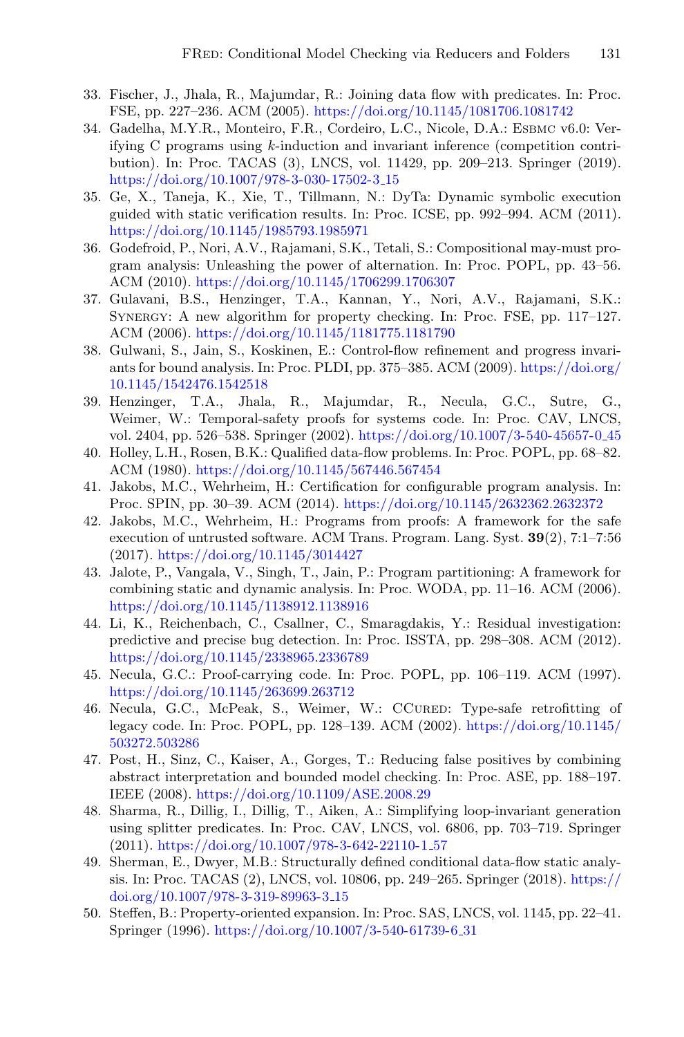33. Fischer, J., Jhala, R., Majumdar, R.: Joining data flow with predicates. In: Proc. FSE, pp. 227–236. ACM (2005). https://doi.org/10.1145/1081706.1081742
34. Gadelha, M.Y.R., Monteiro, F.R., Cordeiro, L.C., Nicole, D.A.: Esbmc v6.0: Verifying C programs using $k$-induction and invariant inference (competition contribution). In: Proc. TACAS (3), LNCS, vol. 11429, pp. 209–213. Springer (2019). https://doi.org/10.1007/978-3-030-17502-3_15
35. Ge, X., Taneja, K., Xie, T., Tillmann, N.: DyTa: Dynamic symbolic execution guided with static verification results. In: Proc. ICSE, pp. 992–994. ACM (2011). https://doi.org/10.1145/1985793.1985971
36. Godefroid, P., Nori, A.V., Rajamani, S.K., Tetali, S.: Compositional may-must program analysis: Unleashing the power of alternation. In: Proc. POPL, pp. 43–56. ACM (2010). https://doi.org/10.1145/1706299.1706307
37. Gulavani, B.S., Henzinger, T.A., Kannan, Y., Nori, A.V., Rajamani, S.K.: Synergy: A new algorithm for property checking. In: Proc. FSE, pp. 117–127. ACM (2006). https://doi.org/10.1145/1181775.1181790
38. Gulwani, S., Jain, S., Koskinen, E.: Control-flow refinement and progress invariants for bound analysis. In: Proc. PLDI, pp. 375–385. ACM (2009). https://doi.org/10.1145/1542476.1542518
39. Henzinger, T.A., Jhala, R., Majumdar, R., Necula, G.C., Sutre, G., Weimer, W.: Temporal-safety proofs for systems code. In: Proc. CAV, LNCS, vol. 2404, pp. 526–538. Springer (2002). https://doi.org/10.1007/3-540-45657-0_45
40. Holley, L.H., Rosen, B.K.: Qualified data-flow problems. In: Proc. POPL, pp. 68–82. ACM (1980). https://doi.org/10.1145/567446.567454
41. Jakobs, M.C., Wehrheim, H.: Certification for configurable program analysis. In: Proc. SPIN, pp. 30–39. ACM (2014). https://doi.org/10.1145/2632362.2632372
42. Jakobs, M.C., Wehrheim, H.: Programs from proofs: A framework for the safe execution of untrusted software. ACM Trans. Program. Lang. Syst. **39**(2), 7:1–7:56 (2017). https://doi.org/10.1145/3014427
43. Jalote, P., Vangala, V., Singh, T., Jain, P.: Program partitioning: A framework for combining static and dynamic analysis. In: Proc. WODA, pp. 11–16. ACM (2006). https://doi.org/10.1145/1138912.1138916
44. Li, K., Reichenbach, C., Csallner, C., Smaragdakis, Y.: Residual investigation: predictive and precise bug detection. In: Proc. ISSTA, pp. 298–308. ACM (2012). https://doi.org/10.1145/2338965.2336789
45. Necula, G.C.: Proof-carrying code. In: Proc. POPL, pp. 106–119. ACM (1997). https://doi.org/10.1145/263699.263712
46. Necula, G.C., McPeak, S., Weimer, W.: CCured: Type-safe retrofitting of legacy code. In: Proc. POPL, pp. 128–139. ACM (2002). https://doi.org/10.1145/503272.503286
47. Post, H., Sinz, C., Kaiser, A., Gorges, T.: Reducing false positives by combining abstract interpretation and bounded model checking. In: Proc. ASE, pp. 188–197. IEEE (2008). https://doi.org/10.1109/ASE.2008.29
48. Sharma, R., Dillig, I., Dillig, T., Aiken, A.: Simplifying loop-invariant generation using splitter predicates. In: Proc. CAV, LNCS, vol. 6806, pp. 703–719. Springer (2011). https://doi.org/10.1007/978-3-642-22110-1_57
49. Sherman, E., Dwyer, M.B.: Structurally defined conditional data-flow static analysis. In: Proc. TACAS (2), LNCS, vol. 10806, pp. 249–265. Springer (2018). https://doi.org/10.1007/978-3-319-89963-3_15
50. Steffen, B.: Property-oriented expansion. In: Proc. SAS, LNCS, vol. 1145, pp. 22–41. Springer (1996). https://doi.org/10.1007/3-540-61739-6_31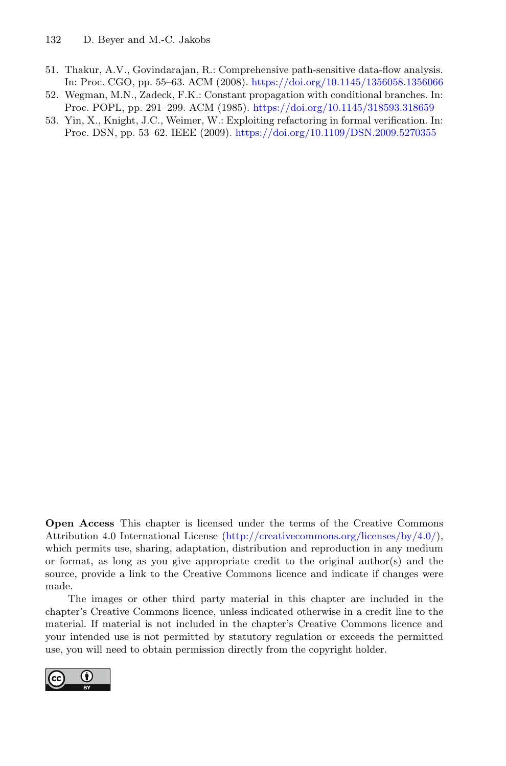51. Thakur, A.V., Govindarajan, R.: Comprehensive path-sensitive data-flow analysis. In: Proc. CGO, pp. 55–63. ACM (2008). https://doi.org/10.1145/1356058.1356066
52. Wegman, M.N., Zadeck, F.K.: Constant propagation with conditional branches. In: Proc. POPL, pp. 291–299. ACM (1985). https://doi.org/10.1145/318593.318659
53. Yin, X., Knight, J.C., Weimer, W.: Exploiting refactoring in formal verification. In: Proc. DSN, pp. 53–62. IEEE (2009). https://doi.org/10.1109/DSN.2009.5270355

**Open Access** This chapter is licensed under the terms of the Creative Commons Attribution 4.0 International License (http://creativecommons.org/licenses/by/4.0/), which permits use, sharing, adaptation, distribution and reproduction in any medium or format, as long as you give appropriate credit to the original author(s) and the source, provide a link to the Creative Commons licence and indicate if changes were made.

The images or other third party material in this chapter are included in the chapter's Creative Commons licence, unless indicated otherwise in a credit line to the material. If material is not included in the chapter's Creative Commons licence and your intended use is not permitted by statutory regulation or exceeds the permitted use, you will need to obtain permission directly from the copyright holder.